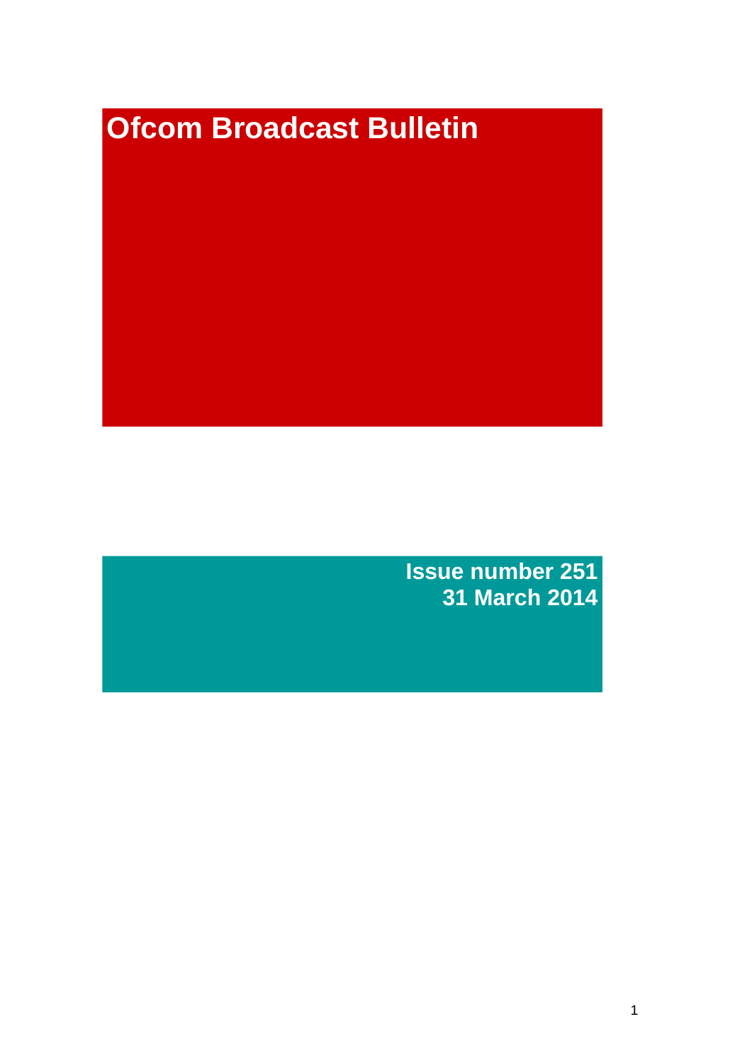# Ofcom Broadcast Bulletin

**Issue number 251**
**31 March 2014**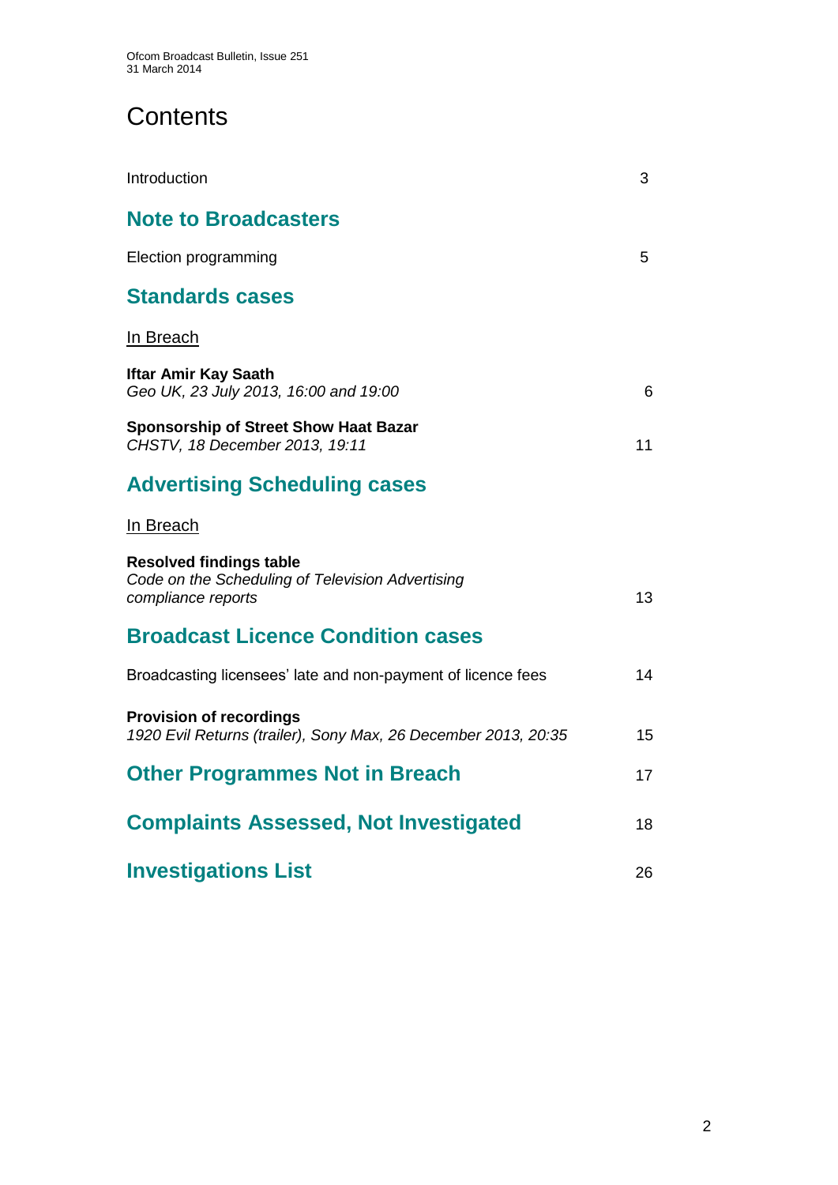# Contents

Introduction 3

## Note to Broadcasters

Election programming 5

## Standards cases

In Breach

**Iftar Amir Kay Saath**
*Geo UK, 23 July 2013, 16:00 and 19:00* 6

**Sponsorship of Street Show Haat Bazar**
*CHSTV, 18 December 2013, 19:11* 11

## Advertising Scheduling cases

In Breach

**Resolved findings table**
*Code on the Scheduling of Television Advertising compliance reports* 13

## Broadcast Licence Condition cases

Broadcasting licensees' late and non-payment of licence fees 14

**Provision of recordings**
*1920 Evil Returns (trailer), Sony Max, 26 December 2013, 20:35* 15

## Other Programmes Not in Breach 17

## Complaints Assessed, Not Investigated 18

## Investigations List 26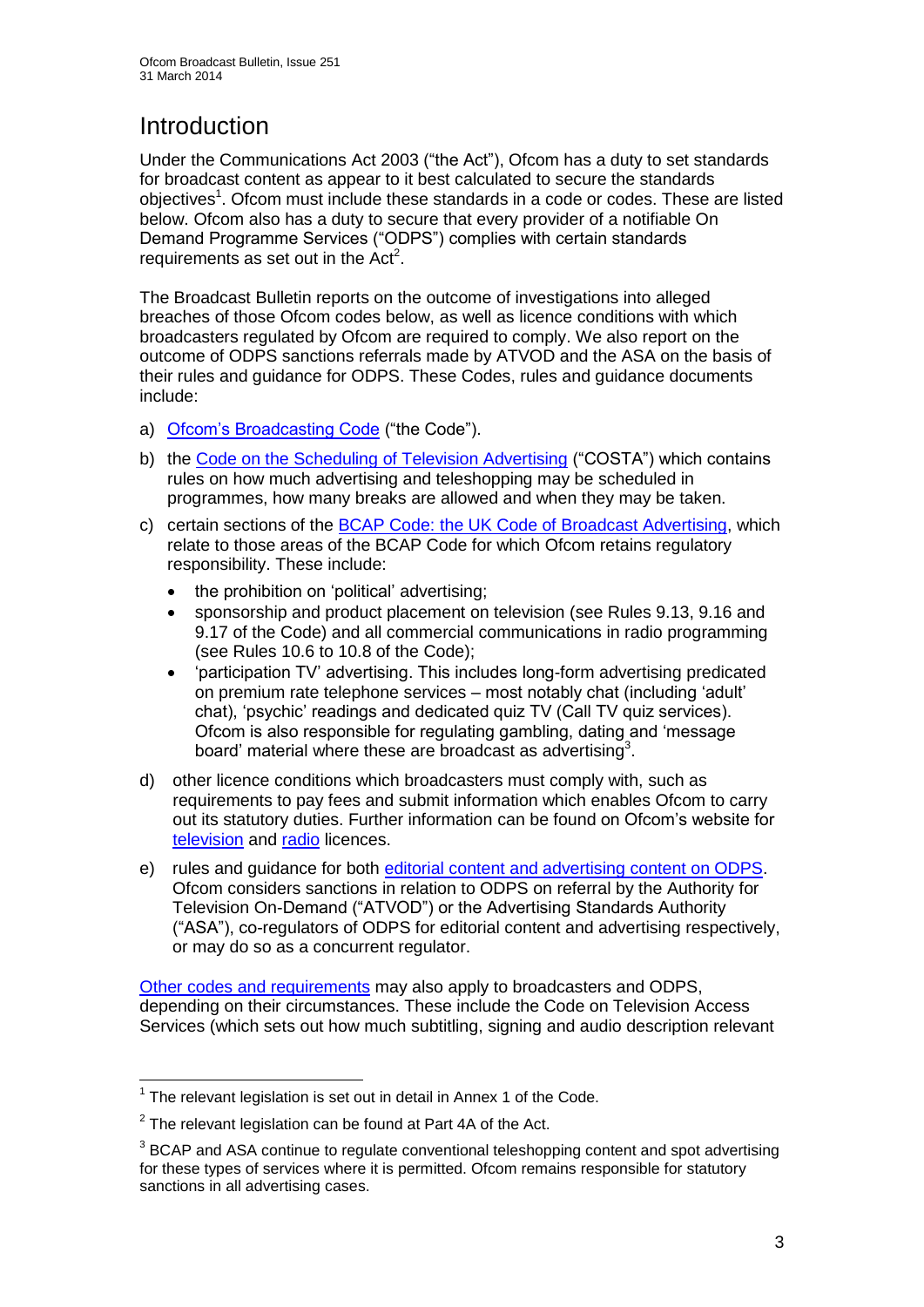# Introduction

Under the Communications Act 2003 ("the Act"), Ofcom has a duty to set standards for broadcast content as appear to it best calculated to secure the standards objectives[1]. Ofcom must include these standards in a code or codes. These are listed below. Ofcom also has a duty to secure that every provider of a notifiable On Demand Programme Services ("ODPS") complies with certain standards requirements as set out in the Act[2].

The Broadcast Bulletin reports on the outcome of investigations into alleged breaches of those Ofcom codes below, as well as licence conditions with which broadcasters regulated by Ofcom are required to comply. We also report on the outcome of ODPS sanctions referrals made by ATVOD and the ASA on the basis of their rules and guidance for ODPS. These Codes, rules and guidance documents include:

a) Ofcom's Broadcasting Code ("the Code").

b) the Code on the Scheduling of Television Advertising ("COSTA") which contains rules on how much advertising and teleshopping may be scheduled in programmes, how many breaks are allowed and when they may be taken.

c) certain sections of the BCAP Code: the UK Code of Broadcast Advertising, which relate to those areas of the BCAP Code for which Ofcom retains regulatory responsibility. These include:
   - the prohibition on 'political' advertising;
   - sponsorship and product placement on television (see Rules 9.13, 9.16 and 9.17 of the Code) and all commercial communications in radio programming (see Rules 10.6 to 10.8 of the Code);
   - 'participation TV' advertising. This includes long-form advertising predicated on premium rate telephone services – most notably chat (including 'adult' chat), 'psychic' readings and dedicated quiz TV (Call TV quiz services). Ofcom is also responsible for regulating gambling, dating and 'message board' material where these are broadcast as advertising[3].

d) other licence conditions which broadcasters must comply with, such as requirements to pay fees and submit information which enables Ofcom to carry out its statutory duties. Further information can be found on Ofcom's website for television and radio licences.

e) rules and guidance for both editorial content and advertising content on ODPS. Ofcom considers sanctions in relation to ODPS on referral by the Authority for Television On-Demand ("ATVOD") or the Advertising Standards Authority ("ASA"), co-regulators of ODPS for editorial content and advertising respectively, or may do so as a concurrent regulator.

Other codes and requirements may also apply to broadcasters and ODPS, depending on their circumstances. These include the Code on Television Access Services (which sets out how much subtitling, signing and audio description relevant

---

[1] The relevant legislation is set out in detail in Annex 1 of the Code.

[2] The relevant legislation can be found at Part 4A of the Act.

[3] BCAP and ASA continue to regulate conventional teleshopping content and spot advertising for these types of services where it is permitted. Ofcom remains responsible for statutory sanctions in all advertising cases.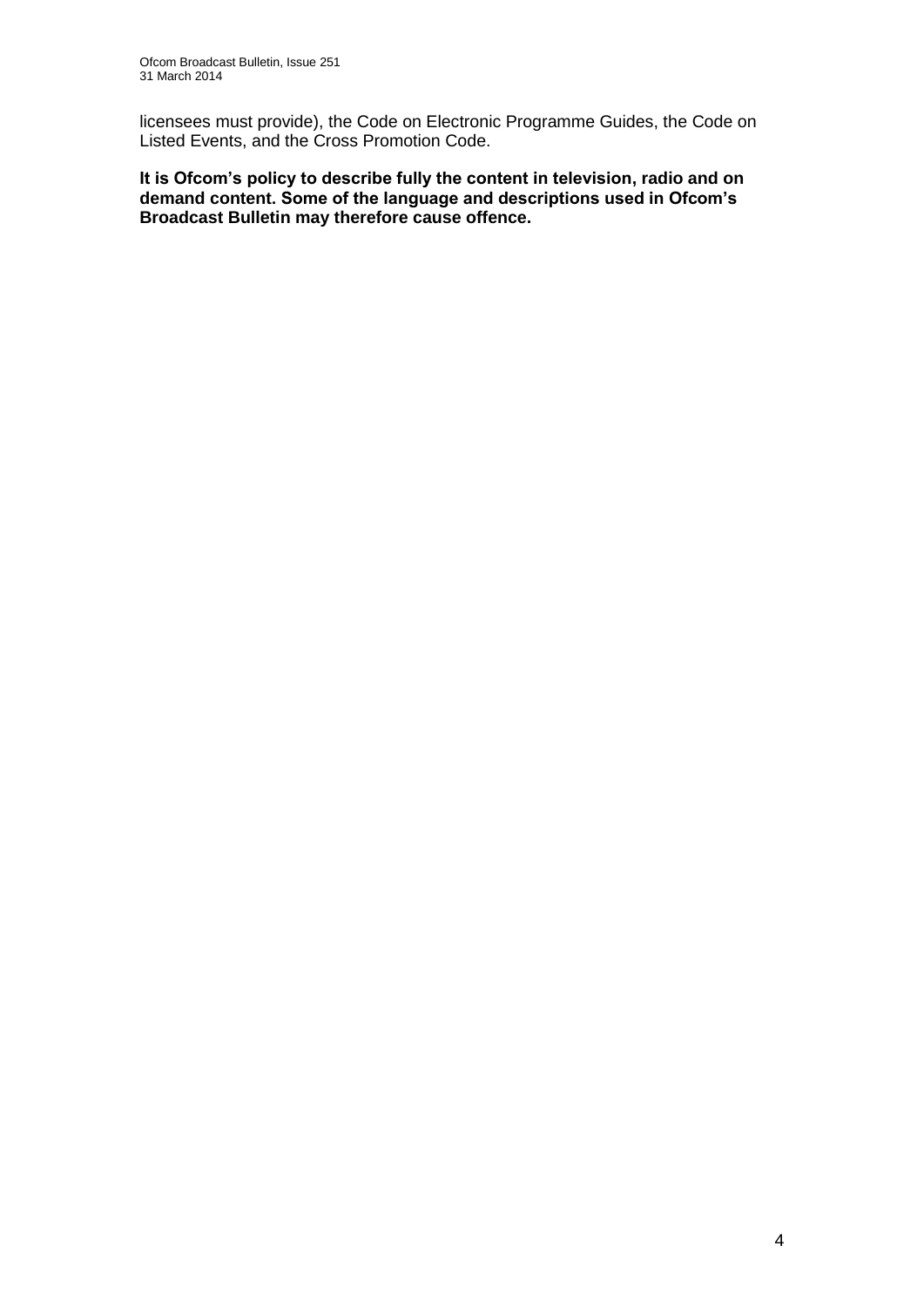licensees must provide), the Code on Electronic Programme Guides, the Code on Listed Events, and the Cross Promotion Code.

**It is Ofcom's policy to describe fully the content in television, radio and on demand content. Some of the language and descriptions used in Ofcom's Broadcast Bulletin may therefore cause offence.**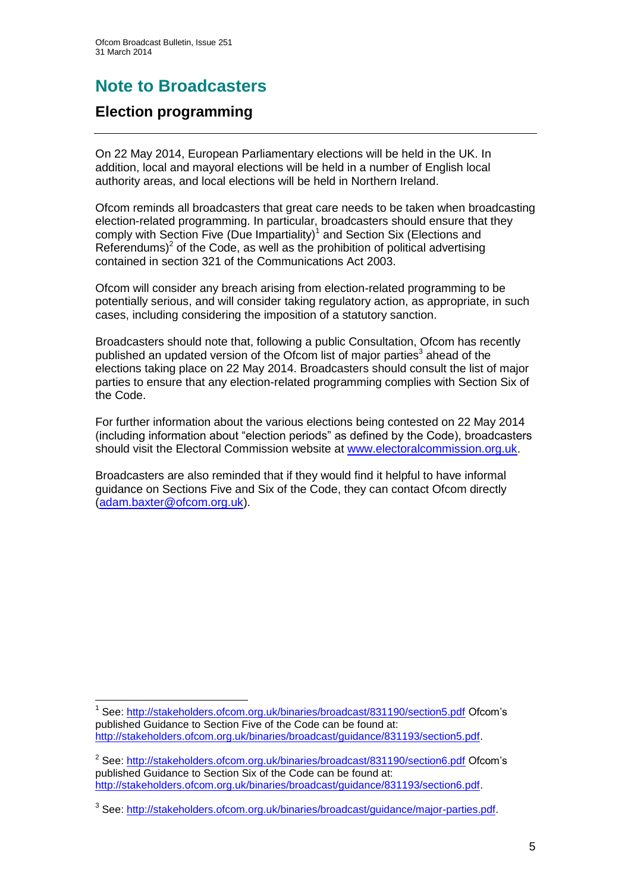# Note to Broadcasters

## Election programming

On 22 May 2014, European Parliamentary elections will be held in the UK. In addition, local and mayoral elections will be held in a number of English local authority areas, and local elections will be held in Northern Ireland.

Ofcom reminds all broadcasters that great care needs to be taken when broadcasting election-related programming. In particular, broadcasters should ensure that they comply with Section Five (Due Impartiality)[1] and Section Six (Elections and Referendums)[2] of the Code, as well as the prohibition of political advertising contained in section 321 of the Communications Act 2003.

Ofcom will consider any breach arising from election-related programming to be potentially serious, and will consider taking regulatory action, as appropriate, in such cases, including considering the imposition of a statutory sanction.

Broadcasters should note that, following a public Consultation, Ofcom has recently published an updated version of the Ofcom list of major parties[3] ahead of the elections taking place on 22 May 2014. Broadcasters should consult the list of major parties to ensure that any election-related programming complies with Section Six of the Code.

For further information about the various elections being contested on 22 May 2014 (including information about "election periods" as defined by the Code), broadcasters should visit the Electoral Commission website at www.electoralcommission.org.uk.

Broadcasters are also reminded that if they would find it helpful to have informal guidance on Sections Five and Six of the Code, they can contact Ofcom directly (adam.baxter@ofcom.org.uk).

---

[1] See: http://stakeholders.ofcom.org.uk/binaries/broadcast/831190/section5.pdf Ofcom's published Guidance to Section Five of the Code can be found at: http://stakeholders.ofcom.org.uk/binaries/broadcast/guidance/831193/section5.pdf.

[2] See: http://stakeholders.ofcom.org.uk/binaries/broadcast/831190/section6.pdf Ofcom's published Guidance to Section Six of the Code can be found at: http://stakeholders.ofcom.org.uk/binaries/broadcast/guidance/831193/section6.pdf.

[3] See: http://stakeholders.ofcom.org.uk/binaries/broadcast/guidance/major-parties.pdf.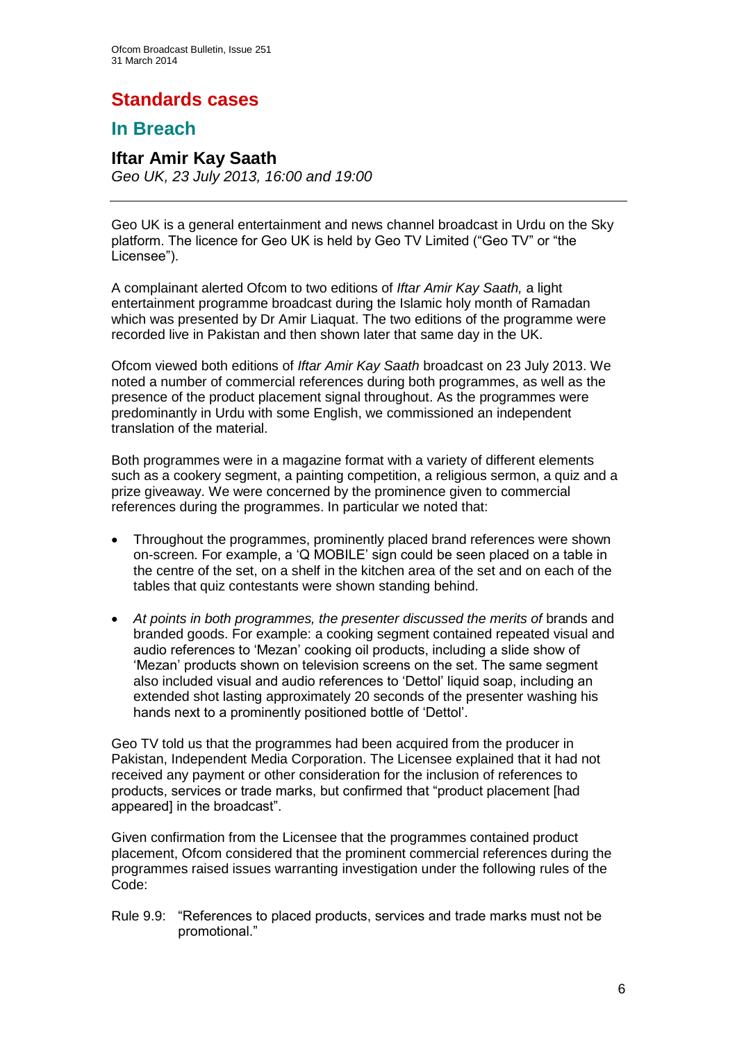# Standards cases

## In Breach

### Iftar Amir Kay Saath

*Geo UK, 23 July 2013, 16:00 and 19:00*

---

Geo UK is a general entertainment and news channel broadcast in Urdu on the Sky platform. The licence for Geo UK is held by Geo TV Limited ("Geo TV" or "the Licensee").

A complainant alerted Ofcom to two editions of *Iftar Amir Kay Saath,* a light entertainment programme broadcast during the Islamic holy month of Ramadan which was presented by Dr Amir Liaquat. The two editions of the programme were recorded live in Pakistan and then shown later that same day in the UK.

Ofcom viewed both editions of *Iftar Amir Kay Saath* broadcast on 23 July 2013. We noted a number of commercial references during both programmes, as well as the presence of the product placement signal throughout. As the programmes were predominantly in Urdu with some English, we commissioned an independent translation of the material.

Both programmes were in a magazine format with a variety of different elements such as a cookery segment, a painting competition, a religious sermon, a quiz and a prize giveaway. We were concerned by the prominence given to commercial references during the programmes. In particular we noted that:

- Throughout the programmes, prominently placed brand references were shown on-screen. For example, a 'Q MOBILE' sign could be seen placed on a table in the centre of the set, on a shelf in the kitchen area of the set and on each of the tables that quiz contestants were shown standing behind.
- *At points in both programmes, the presenter discussed the merits of* brands and branded goods. For example: a cooking segment contained repeated visual and audio references to 'Mezan' cooking oil products, including a slide show of 'Mezan' products shown on television screens on the set. The same segment also included visual and audio references to 'Dettol' liquid soap, including an extended shot lasting approximately 20 seconds of the presenter washing his hands next to a prominently positioned bottle of 'Dettol'.

Geo TV told us that the programmes had been acquired from the producer in Pakistan, Independent Media Corporation. The Licensee explained that it had not received any payment or other consideration for the inclusion of references to products, services or trade marks, but confirmed that "product placement [had appeared] in the broadcast".

Given confirmation from the Licensee that the programmes contained product placement, Ofcom considered that the prominent commercial references during the programmes raised issues warranting investigation under the following rules of the Code:

Rule 9.9: "References to placed products, services and trade marks must not be promotional."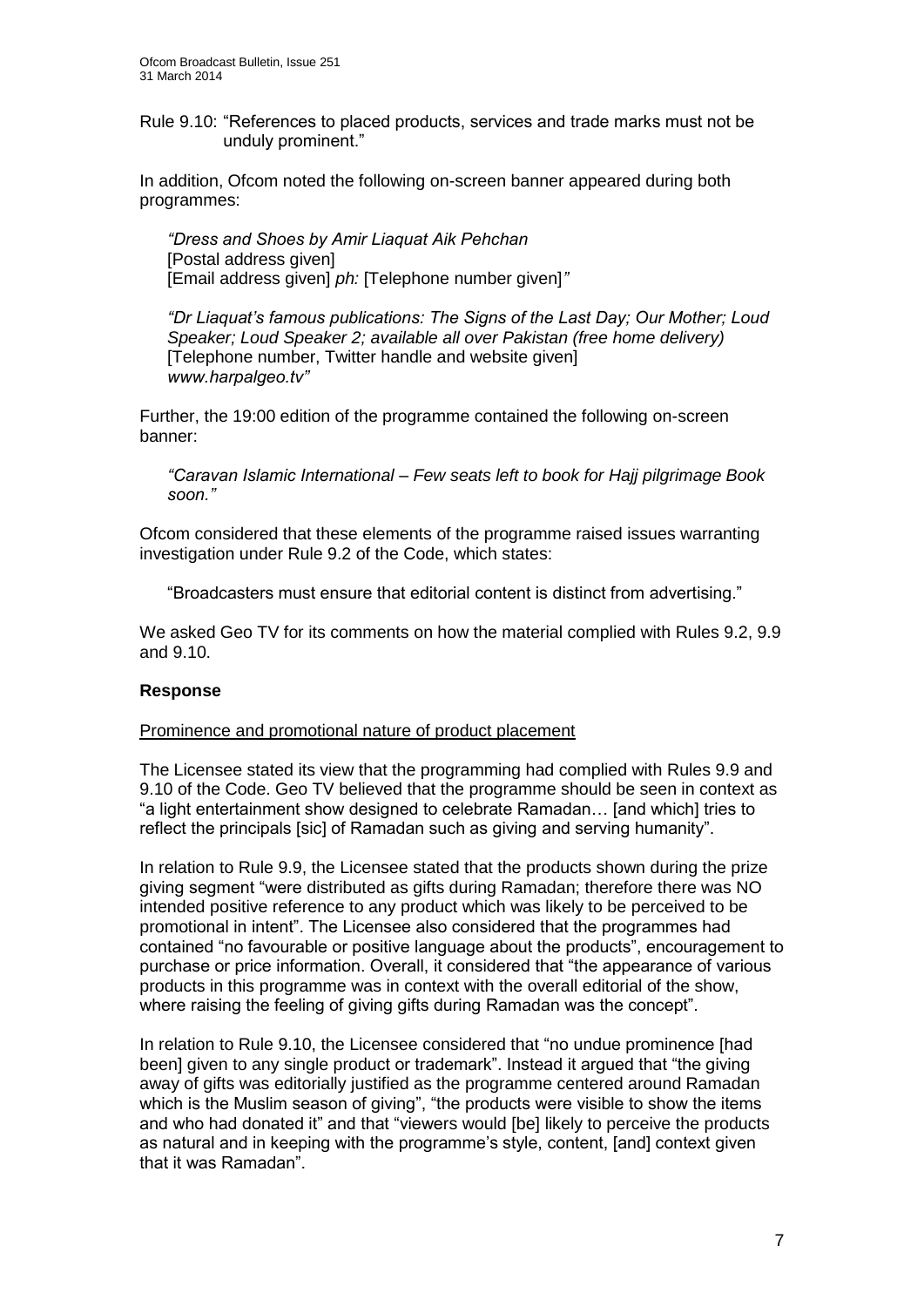Rule 9.10: "References to placed products, services and trade marks must not be unduly prominent."

In addition, Ofcom noted the following on-screen banner appeared during both programmes:

> *"Dress and Shoes by Amir Liaquat Aik Pehchan*
> [Postal address given]
> [Email address given] *ph:* [Telephone number given]*"*
>
> *"Dr Liaquat's famous publications: The Signs of the Last Day; Our Mother; Loud Speaker; Loud Speaker 2; available all over Pakistan (free home delivery)*
> [Telephone number, Twitter handle and website given]
> *www.harpalgeo.tv"*

Further, the 19:00 edition of the programme contained the following on-screen banner:

> *"Caravan Islamic International – Few seats left to book for Hajj pilgrimage Book soon."*

Ofcom considered that these elements of the programme raised issues warranting investigation under Rule 9.2 of the Code, which states:

> "Broadcasters must ensure that editorial content is distinct from advertising."

We asked Geo TV for its comments on how the material complied with Rules 9.2, 9.9 and 9.10.

**Response**

Prominence and promotional nature of product placement

The Licensee stated its view that the programming had complied with Rules 9.9 and 9.10 of the Code. Geo TV believed that the programme should be seen in context as "a light entertainment show designed to celebrate Ramadan… [and which] tries to reflect the principals [sic] of Ramadan such as giving and serving humanity".

In relation to Rule 9.9, the Licensee stated that the products shown during the prize giving segment "were distributed as gifts during Ramadan; therefore there was NO intended positive reference to any product which was likely to be perceived to be promotional in intent". The Licensee also considered that the programmes had contained "no favourable or positive language about the products", encouragement to purchase or price information. Overall, it considered that "the appearance of various products in this programme was in context with the overall editorial of the show, where raising the feeling of giving gifts during Ramadan was the concept".

In relation to Rule 9.10, the Licensee considered that "no undue prominence [had been] given to any single product or trademark". Instead it argued that "the giving away of gifts was editorially justified as the programme centered around Ramadan which is the Muslim season of giving", "the products were visible to show the items and who had donated it" and that "viewers would [be] likely to perceive the products as natural and in keeping with the programme's style, content, [and] context given that it was Ramadan".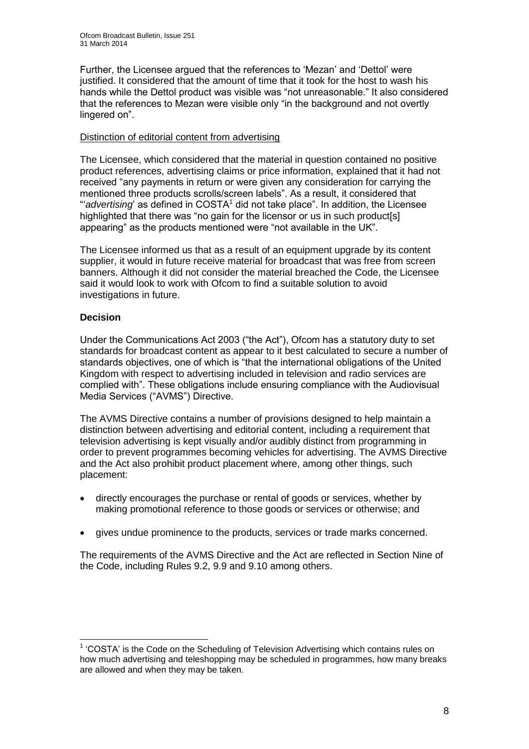Further, the Licensee argued that the references to 'Mezan' and 'Dettol' were justified. It considered that the amount of time that it took for the host to wash his hands while the Dettol product was visible was "not unreasonable." It also considered that the references to Mezan were visible only "in the background and not overtly lingered on".

Distinction of editorial content from advertising

The Licensee, which considered that the material in question contained no positive product references, advertising claims or price information, explained that it had not received "any payments in return or were given any consideration for carrying the mentioned three products scrolls/screen labels". As a result, it considered that "'*advertising*' as defined in COSTA[1] did not take place". In addition, the Licensee highlighted that there was "no gain for the licensor or us in such product[s] appearing" as the products mentioned were "not available in the UK".

The Licensee informed us that as a result of an equipment upgrade by its content supplier, it would in future receive material for broadcast that was free from screen banners. Although it did not consider the material breached the Code, the Licensee said it would look to work with Ofcom to find a suitable solution to avoid investigations in future.

**Decision**

Under the Communications Act 2003 ("the Act"), Ofcom has a statutory duty to set standards for broadcast content as appear to it best calculated to secure a number of standards objectives, one of which is "that the international obligations of the United Kingdom with respect to advertising included in television and radio services are complied with". These obligations include ensuring compliance with the Audiovisual Media Services ("AVMS") Directive.

The AVMS Directive contains a number of provisions designed to help maintain a distinction between advertising and editorial content, including a requirement that television advertising is kept visually and/or audibly distinct from programming in order to prevent programmes becoming vehicles for advertising. The AVMS Directive and the Act also prohibit product placement where, among other things, such placement:

- directly encourages the purchase or rental of goods or services, whether by making promotional reference to those goods or services or otherwise; and
- gives undue prominence to the products, services or trade marks concerned.

The requirements of the AVMS Directive and the Act are reflected in Section Nine of the Code, including Rules 9.2, 9.9 and 9.10 among others.

[1] 'COSTA' is the Code on the Scheduling of Television Advertising which contains rules on how much advertising and teleshopping may be scheduled in programmes, how many breaks are allowed and when they may be taken.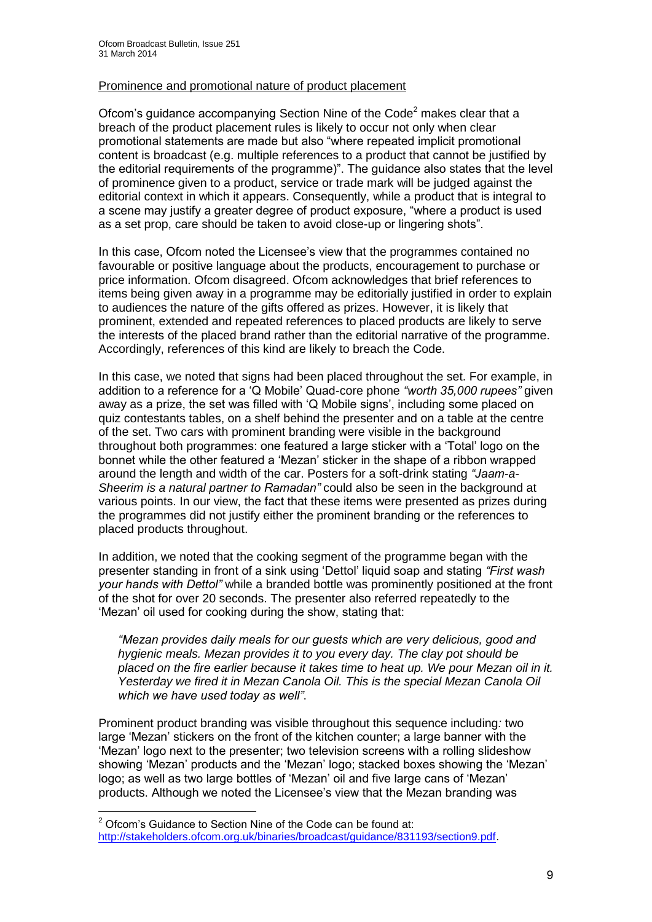Prominence and promotional nature of product placement

Ofcom's guidance accompanying Section Nine of the Code[2] makes clear that a breach of the product placement rules is likely to occur not only when clear promotional statements are made but also "where repeated implicit promotional content is broadcast (e.g. multiple references to a product that cannot be justified by the editorial requirements of the programme)". The guidance also states that the level of prominence given to a product, service or trade mark will be judged against the editorial context in which it appears. Consequently, while a product that is integral to a scene may justify a greater degree of product exposure, "where a product is used as a set prop, care should be taken to avoid close-up or lingering shots".

In this case, Ofcom noted the Licensee's view that the programmes contained no favourable or positive language about the products, encouragement to purchase or price information. Ofcom disagreed. Ofcom acknowledges that brief references to items being given away in a programme may be editorially justified in order to explain to audiences the nature of the gifts offered as prizes. However, it is likely that prominent, extended and repeated references to placed products are likely to serve the interests of the placed brand rather than the editorial narrative of the programme. Accordingly, references of this kind are likely to breach the Code.

In this case, we noted that signs had been placed throughout the set. For example, in addition to a reference for a 'Q Mobile' Quad-core phone *"worth 35,000 rupees"* given away as a prize, the set was filled with 'Q Mobile signs', including some placed on quiz contestants tables, on a shelf behind the presenter and on a table at the centre of the set. Two cars with prominent branding were visible in the background throughout both programmes: one featured a large sticker with a 'Total' logo on the bonnet while the other featured a 'Mezan' sticker in the shape of a ribbon wrapped around the length and width of the car. Posters for a soft-drink stating *"Jaam-a-Sheerim is a natural partner to Ramadan"* could also be seen in the background at various points. In our view, the fact that these items were presented as prizes during the programmes did not justify either the prominent branding or the references to placed products throughout.

In addition, we noted that the cooking segment of the programme began with the presenter standing in front of a sink using 'Dettol' liquid soap and stating *"First wash your hands with Dettol"* while a branded bottle was prominently positioned at the front of the shot for over 20 seconds. The presenter also referred repeatedly to the 'Mezan' oil used for cooking during the show, stating that:

> *"Mezan provides daily meals for our guests which are very delicious, good and hygienic meals. Mezan provides it to you every day. The clay pot should be placed on the fire earlier because it takes time to heat up. We pour Mezan oil in it. Yesterday we fired it in Mezan Canola Oil. This is the special Mezan Canola Oil which we have used today as well"*.

Prominent product branding was visible throughout this sequence including: two large 'Mezan' stickers on the front of the kitchen counter; a large banner with the 'Mezan' logo next to the presenter; two television screens with a rolling slideshow showing 'Mezan' products and the 'Mezan' logo; stacked boxes showing the 'Mezan' logo; as well as two large bottles of 'Mezan' oil and five large cans of 'Mezan' products. Although we noted the Licensee's view that the Mezan branding was

---

[2] Ofcom's Guidance to Section Nine of the Code can be found at: http://stakeholders.ofcom.org.uk/binaries/broadcast/guidance/831193/section9.pdf.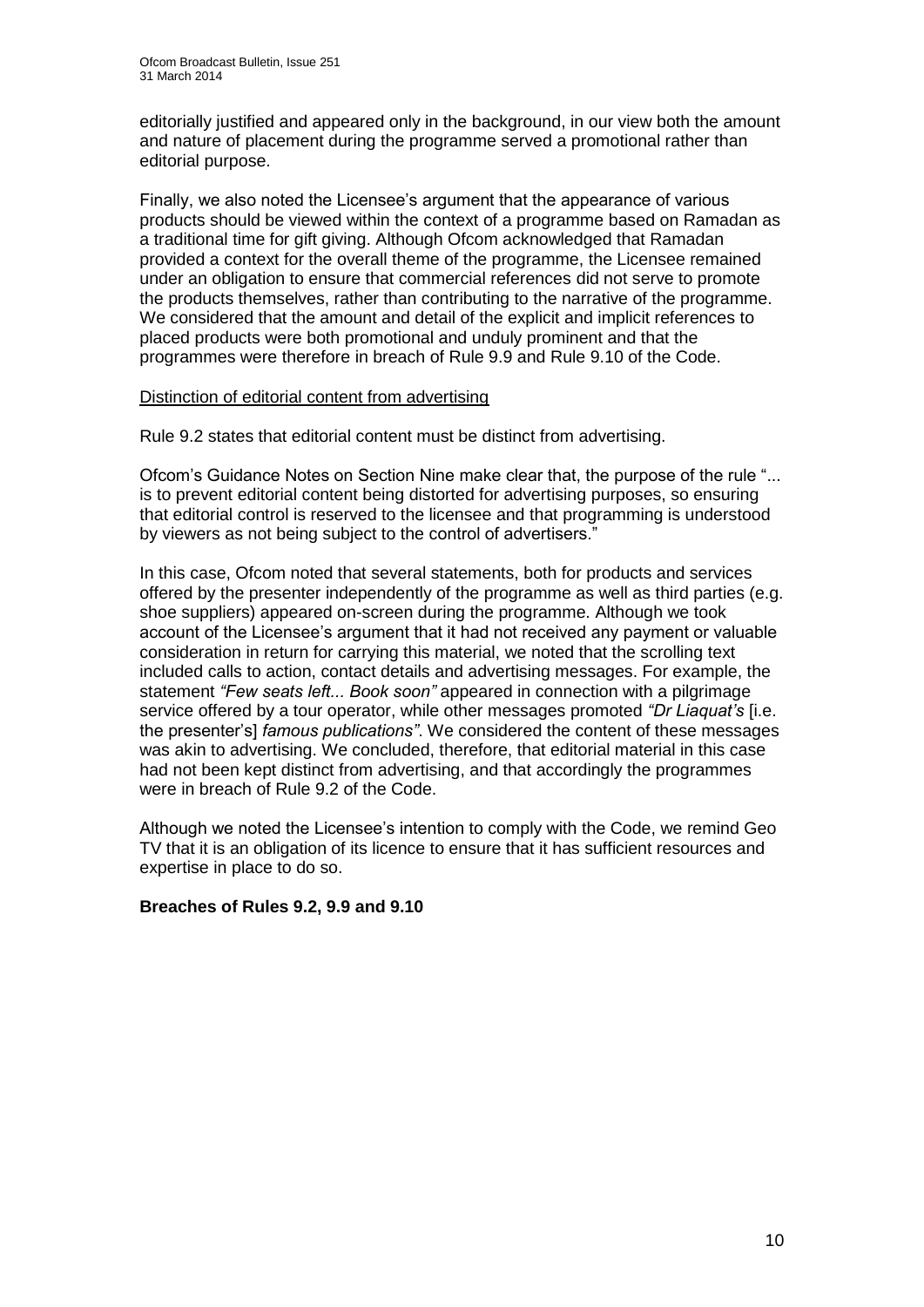editorially justified and appeared only in the background, in our view both the amount and nature of placement during the programme served a promotional rather than editorial purpose.

Finally, we also noted the Licensee's argument that the appearance of various products should be viewed within the context of a programme based on Ramadan as a traditional time for gift giving. Although Ofcom acknowledged that Ramadan provided a context for the overall theme of the programme, the Licensee remained under an obligation to ensure that commercial references did not serve to promote the products themselves, rather than contributing to the narrative of the programme. We considered that the amount and detail of the explicit and implicit references to placed products were both promotional and unduly prominent and that the programmes were therefore in breach of Rule 9.9 and Rule 9.10 of the Code.

Distinction of editorial content from advertising

Rule 9.2 states that editorial content must be distinct from advertising.

Ofcom's Guidance Notes on Section Nine make clear that, the purpose of the rule "... is to prevent editorial content being distorted for advertising purposes, so ensuring that editorial control is reserved to the licensee and that programming is understood by viewers as not being subject to the control of advertisers."

In this case, Ofcom noted that several statements, both for products and services offered by the presenter independently of the programme as well as third parties (e.g. shoe suppliers) appeared on-screen during the programme. Although we took account of the Licensee's argument that it had not received any payment or valuable consideration in return for carrying this material, we noted that the scrolling text included calls to action, contact details and advertising messages. For example, the statement *"Few seats left... Book soon"* appeared in connection with a pilgrimage service offered by a tour operator, while other messages promoted *"Dr Liaquat's* [i.e. the presenter's] *famous publications"*. We considered the content of these messages was akin to advertising. We concluded, therefore, that editorial material in this case had not been kept distinct from advertising, and that accordingly the programmes were in breach of Rule 9.2 of the Code.

Although we noted the Licensee's intention to comply with the Code, we remind Geo TV that it is an obligation of its licence to ensure that it has sufficient resources and expertise in place to do so.

**Breaches of Rules 9.2, 9.9 and 9.10**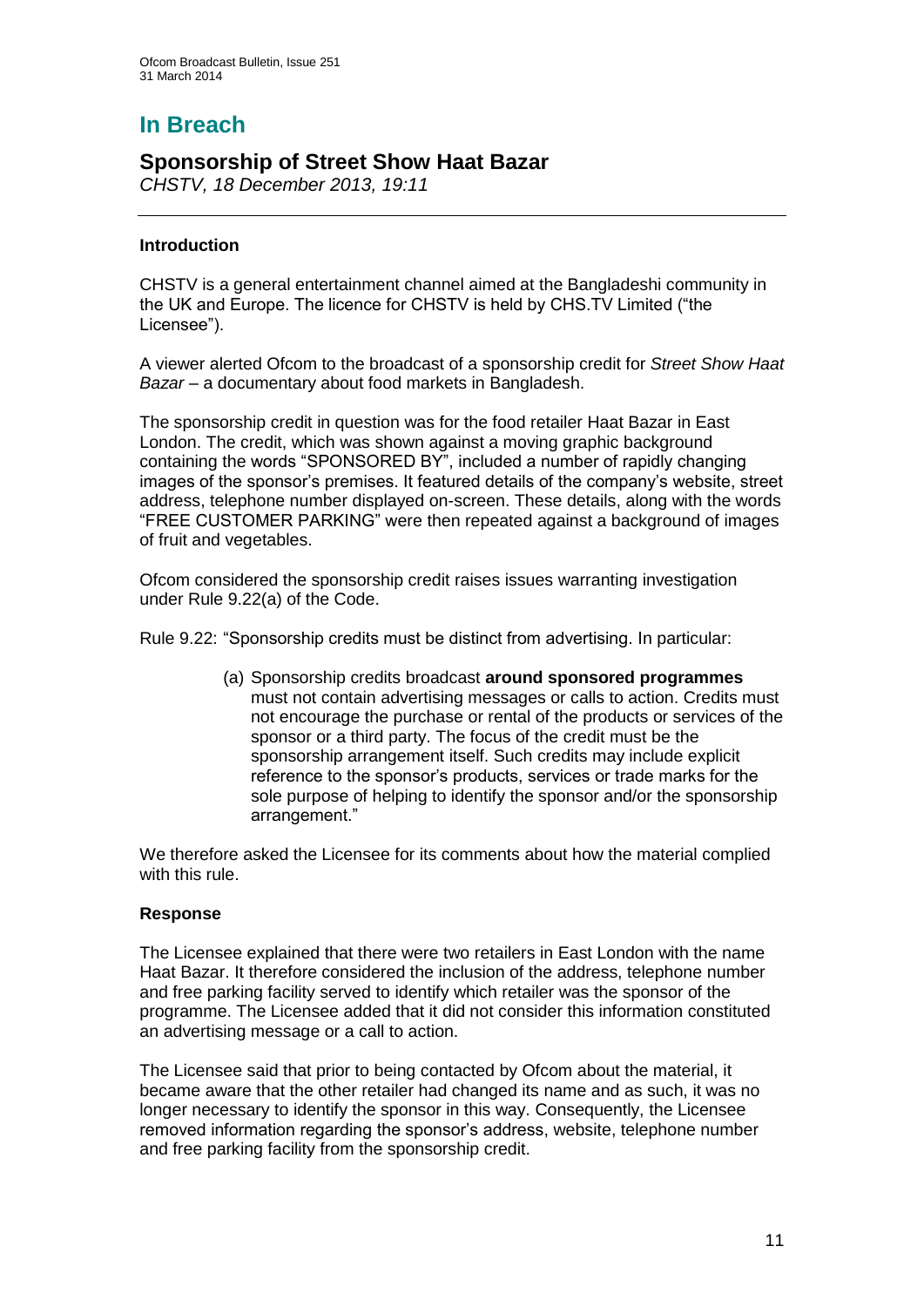# In Breach

## Sponsorship of Street Show Haat Bazar

*CHSTV, 18 December 2013, 19:11*

### Introduction

CHSTV is a general entertainment channel aimed at the Bangladeshi community in the UK and Europe. The licence for CHSTV is held by CHS.TV Limited ("the Licensee").

A viewer alerted Ofcom to the broadcast of a sponsorship credit for *Street Show Haat Bazar* – a documentary about food markets in Bangladesh.

The sponsorship credit in question was for the food retailer Haat Bazar in East London. The credit, which was shown against a moving graphic background containing the words "SPONSORED BY", included a number of rapidly changing images of the sponsor's premises. It featured details of the company's website, street address, telephone number displayed on-screen. These details, along with the words "FREE CUSTOMER PARKING" were then repeated against a background of images of fruit and vegetables.

Ofcom considered the sponsorship credit raises issues warranting investigation under Rule 9.22(a) of the Code.

Rule 9.22: "Sponsorship credits must be distinct from advertising. In particular:

> (a) Sponsorship credits broadcast **around sponsored programmes** must not contain advertising messages or calls to action. Credits must not encourage the purchase or rental of the products or services of the sponsor or a third party. The focus of the credit must be the sponsorship arrangement itself. Such credits may include explicit reference to the sponsor's products, services or trade marks for the sole purpose of helping to identify the sponsor and/or the sponsorship arrangement."

We therefore asked the Licensee for its comments about how the material complied with this rule.

### Response

The Licensee explained that there were two retailers in East London with the name Haat Bazar. It therefore considered the inclusion of the address, telephone number and free parking facility served to identify which retailer was the sponsor of the programme. The Licensee added that it did not consider this information constituted an advertising message or a call to action.

The Licensee said that prior to being contacted by Ofcom about the material, it became aware that the other retailer had changed its name and as such, it was no longer necessary to identify the sponsor in this way. Consequently, the Licensee removed information regarding the sponsor's address, website, telephone number and free parking facility from the sponsorship credit.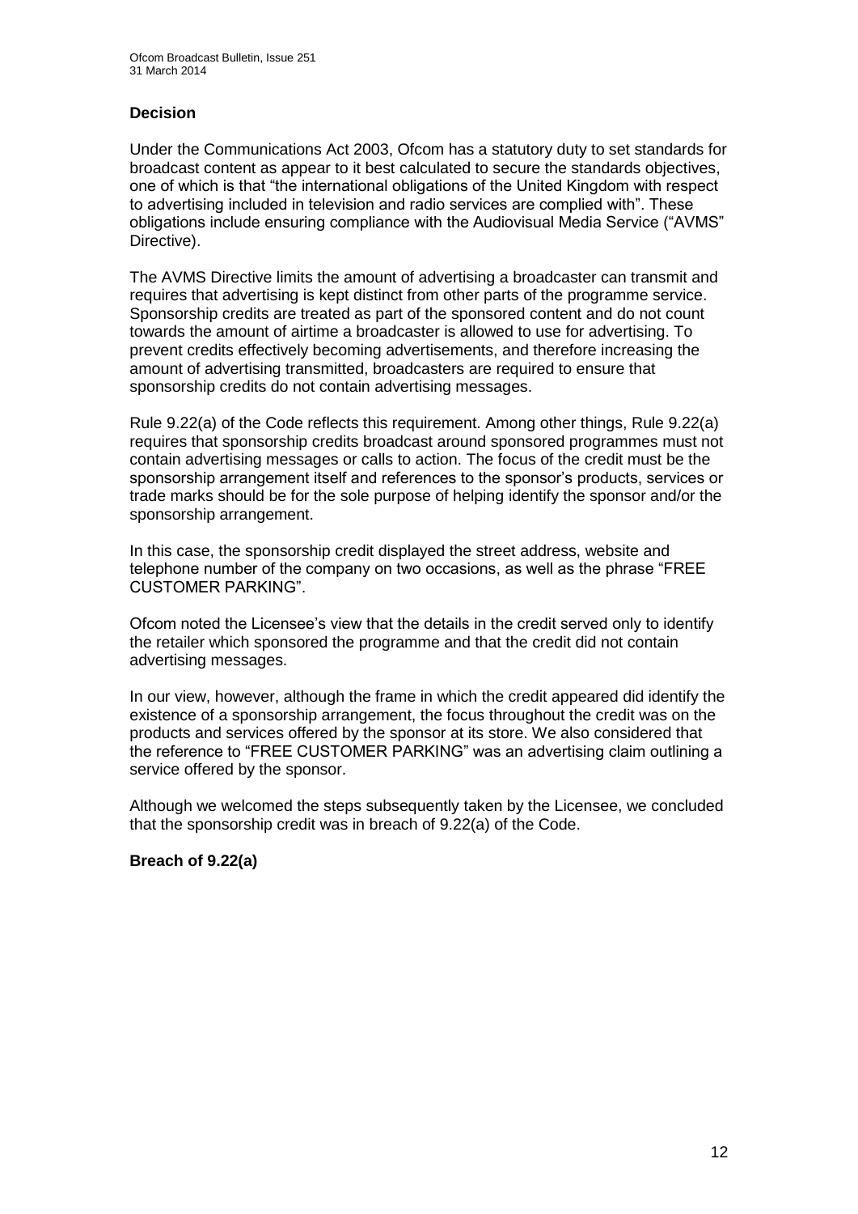### Decision

Under the Communications Act 2003, Ofcom has a statutory duty to set standards for broadcast content as appear to it best calculated to secure the standards objectives, one of which is that "the international obligations of the United Kingdom with respect to advertising included in television and radio services are complied with". These obligations include ensuring compliance with the Audiovisual Media Service ("AVMS" Directive).

The AVMS Directive limits the amount of advertising a broadcaster can transmit and requires that advertising is kept distinct from other parts of the programme service. Sponsorship credits are treated as part of the sponsored content and do not count towards the amount of airtime a broadcaster is allowed to use for advertising. To prevent credits effectively becoming advertisements, and therefore increasing the amount of advertising transmitted, broadcasters are required to ensure that sponsorship credits do not contain advertising messages.

Rule 9.22(a) of the Code reflects this requirement. Among other things, Rule 9.22(a) requires that sponsorship credits broadcast around sponsored programmes must not contain advertising messages or calls to action. The focus of the credit must be the sponsorship arrangement itself and references to the sponsor's products, services or trade marks should be for the sole purpose of helping identify the sponsor and/or the sponsorship arrangement.

In this case, the sponsorship credit displayed the street address, website and telephone number of the company on two occasions, as well as the phrase "FREE CUSTOMER PARKING".

Ofcom noted the Licensee's view that the details in the credit served only to identify the retailer which sponsored the programme and that the credit did not contain advertising messages.

In our view, however, although the frame in which the credit appeared did identify the existence of a sponsorship arrangement, the focus throughout the credit was on the products and services offered by the sponsor at its store. We also considered that the reference to "FREE CUSTOMER PARKING" was an advertising claim outlining a service offered by the sponsor.

Although we welcomed the steps subsequently taken by the Licensee, we concluded that the sponsorship credit was in breach of 9.22(a) of the Code.

**Breach of 9.22(a)**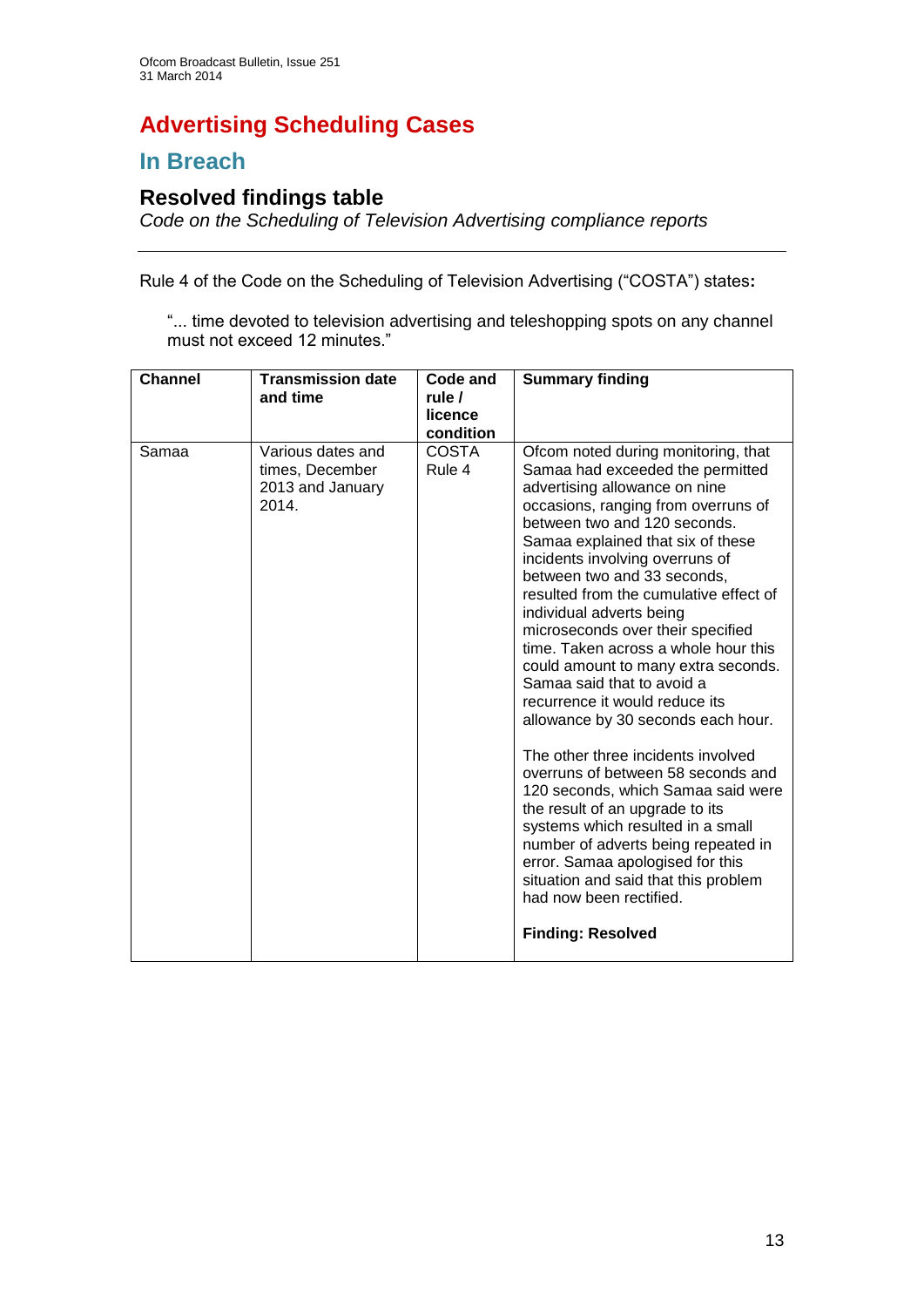# Advertising Scheduling Cases

## In Breach

### Resolved findings table

*Code on the Scheduling of Television Advertising compliance reports*

---

Rule 4 of the Code on the Scheduling of Television Advertising ("COSTA") states**:**

> "... time devoted to television advertising and teleshopping spots on any channel must not exceed 12 minutes."

| Channel | Transmission date and time | Code and rule / licence condition | Summary finding |
|---|---|---|---|
| Samaa | Various dates and times, December 2013 and January 2014. | COSTA Rule 4 | Ofcom noted during monitoring, that Samaa had exceeded the permitted advertising allowance on nine occasions, ranging from overruns of between two and 120 seconds. Samaa explained that six of these incidents involving overruns of between two and 33 seconds, resulted from the cumulative effect of individual adverts being microseconds over their specified time. Taken across a whole hour this could amount to many extra seconds. Samaa said that to avoid a recurrence it would reduce its allowance by 30 seconds each hour.<br><br>The other three incidents involved overruns of between 58 seconds and 120 seconds, which Samaa said were the result of an upgrade to its systems which resulted in a small number of adverts being repeated in error. Samaa apologised for this situation and said that this problem had now been rectified.<br><br>**Finding: Resolved** |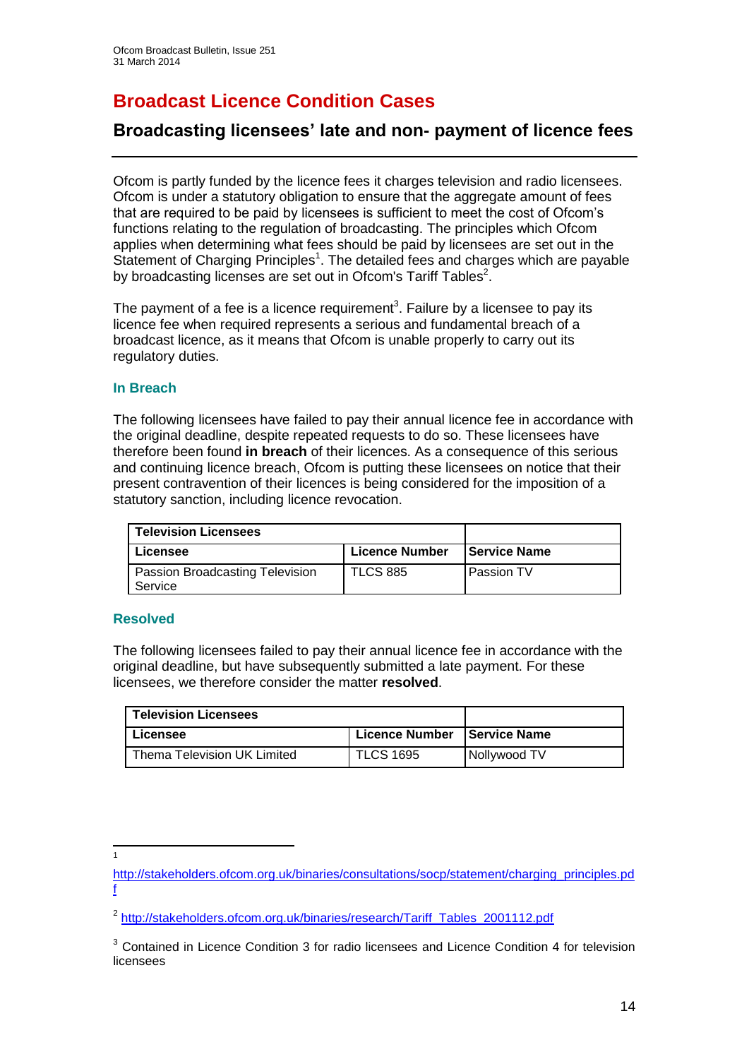# Broadcast Licence Condition Cases

## Broadcasting licensees' late and non- payment of licence fees

Ofcom is partly funded by the licence fees it charges television and radio licensees. Ofcom is under a statutory obligation to ensure that the aggregate amount of fees that are required to be paid by licensees is sufficient to meet the cost of Ofcom's functions relating to the regulation of broadcasting. The principles which Ofcom applies when determining what fees should be paid by licensees are set out in the Statement of Charging Principles[1]. The detailed fees and charges which are payable by broadcasting licenses are set out in Ofcom's Tariff Tables[2].

The payment of a fee is a licence requirement[3]. Failure by a licensee to pay its licence fee when required represents a serious and fundamental breach of a broadcast licence, as it means that Ofcom is unable properly to carry out its regulatory duties.

### In Breach

The following licensees have failed to pay their annual licence fee in accordance with the original deadline, despite repeated requests to do so. These licensees have therefore been found **in breach** of their licences. As a consequence of this serious and continuing licence breach, Ofcom is putting these licensees on notice that their present contravention of their licences is being considered for the imposition of a statutory sanction, including licence revocation.

| **Television Licensees** | | |
|---|---|---|
| **Licensee** | **Licence Number** | **Service Name** |
| Passion Broadcasting Television Service | TLCS 885 | Passion TV |

### Resolved

The following licensees failed to pay their annual licence fee in accordance with the original deadline, but have subsequently submitted a late payment. For these licensees, we therefore consider the matter **resolved**.

| **Television Licensees** | | |
|---|---|---|
| **Licensee** | **Licence Number** | **Service Name** |
| Thema Television UK Limited | TLCS 1695 | Nollywood TV |

---

[1] http://stakeholders.ofcom.org.uk/binaries/consultations/socp/statement/charging_principles.pdf

[2] http://stakeholders.ofcom.org.uk/binaries/research/Tariff_Tables_2001112.pdf

[3] Contained in Licence Condition 3 for radio licensees and Licence Condition 4 for television licensees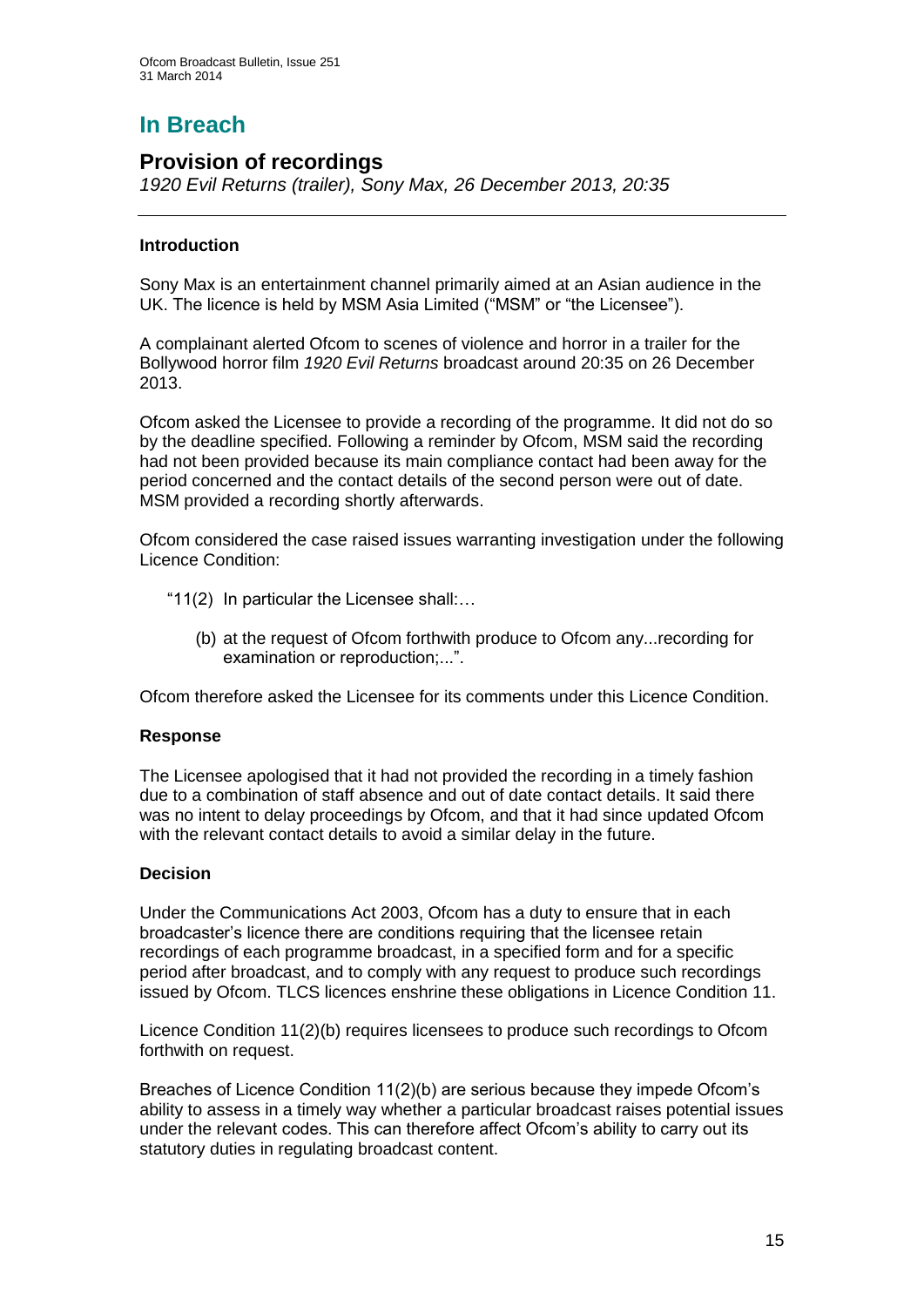# In Breach

## Provision of recordings

*1920 Evil Returns (trailer), Sony Max, 26 December 2013, 20:35*

### Introduction

Sony Max is an entertainment channel primarily aimed at an Asian audience in the UK. The licence is held by MSM Asia Limited ("MSM" or "the Licensee").

A complainant alerted Ofcom to scenes of violence and horror in a trailer for the Bollywood horror film *1920 Evil Returns* broadcast around 20:35 on 26 December 2013.

Ofcom asked the Licensee to provide a recording of the programme. It did not do so by the deadline specified. Following a reminder by Ofcom, MSM said the recording had not been provided because its main compliance contact had been away for the period concerned and the contact details of the second person were out of date. MSM provided a recording shortly afterwards.

Ofcom considered the case raised issues warranting investigation under the following Licence Condition:

> "11(2) In particular the Licensee shall:…
>
> (b) at the request of Ofcom forthwith produce to Ofcom any...recording for examination or reproduction;...".

Ofcom therefore asked the Licensee for its comments under this Licence Condition.

### Response

The Licensee apologised that it had not provided the recording in a timely fashion due to a combination of staff absence and out of date contact details. It said there was no intent to delay proceedings by Ofcom, and that it had since updated Ofcom with the relevant contact details to avoid a similar delay in the future.

### Decision

Under the Communications Act 2003, Ofcom has a duty to ensure that in each broadcaster's licence there are conditions requiring that the licensee retain recordings of each programme broadcast, in a specified form and for a specific period after broadcast, and to comply with any request to produce such recordings issued by Ofcom. TLCS licences enshrine these obligations in Licence Condition 11.

Licence Condition 11(2)(b) requires licensees to produce such recordings to Ofcom forthwith on request.

Breaches of Licence Condition 11(2)(b) are serious because they impede Ofcom's ability to assess in a timely way whether a particular broadcast raises potential issues under the relevant codes. This can therefore affect Ofcom's ability to carry out its statutory duties in regulating broadcast content.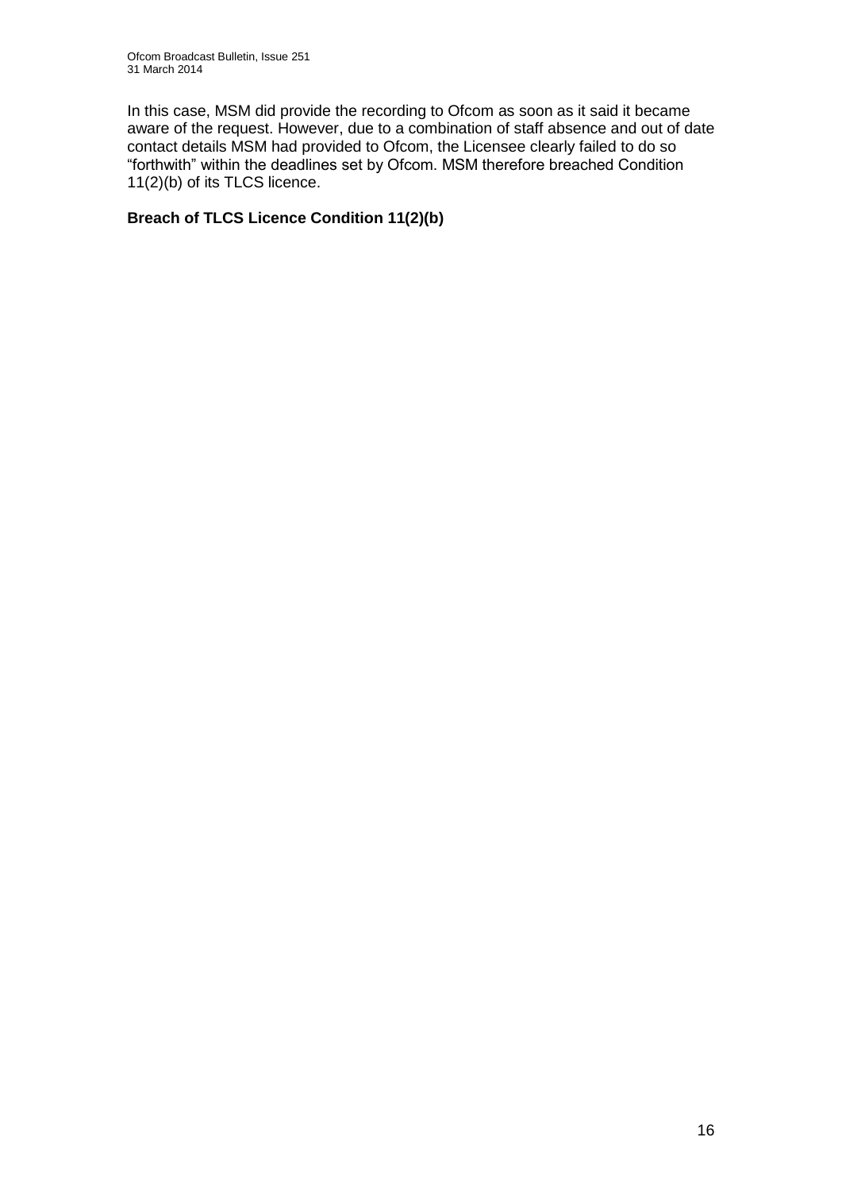In this case, MSM did provide the recording to Ofcom as soon as it said it became aware of the request. However, due to a combination of staff absence and out of date contact details MSM had provided to Ofcom, the Licensee clearly failed to do so "forthwith" within the deadlines set by Ofcom. MSM therefore breached Condition 11(2)(b) of its TLCS licence.

**Breach of TLCS Licence Condition 11(2)(b)**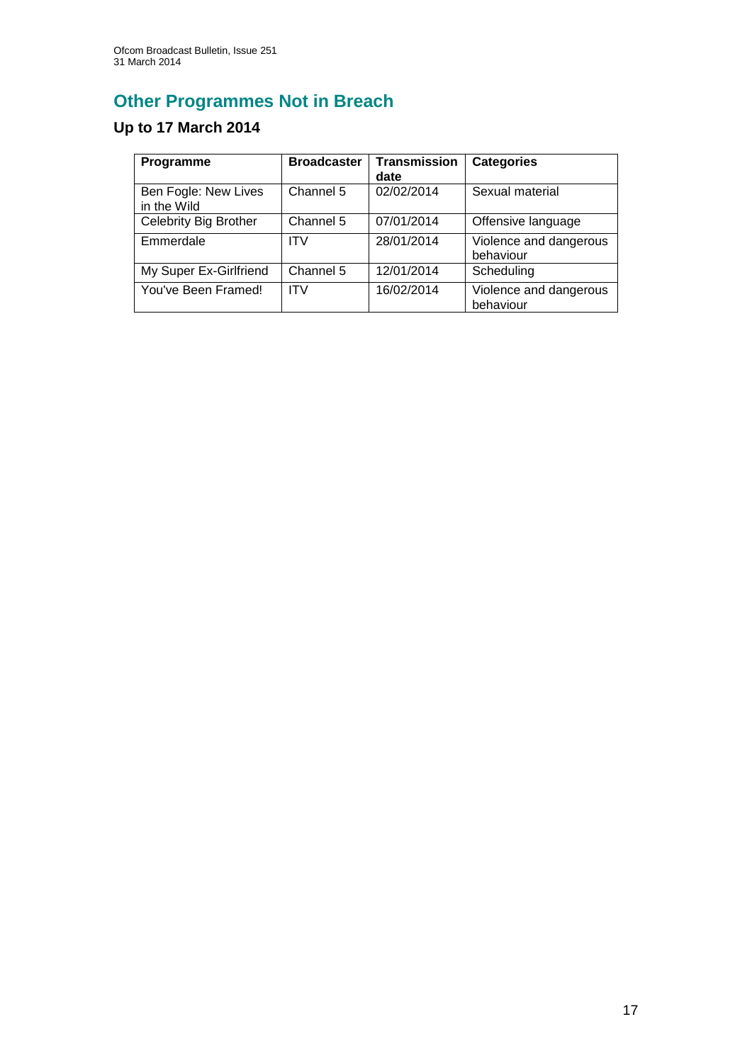# Other Programmes Not in Breach

## Up to 17 March 2014

| Programme | Broadcaster | Transmission date | Categories |
|---|---|---|---|
| Ben Fogle: New Lives in the Wild | Channel 5 | 02/02/2014 | Sexual material |
| Celebrity Big Brother | Channel 5 | 07/01/2014 | Offensive language |
| Emmerdale | ITV | 28/01/2014 | Violence and dangerous behaviour |
| My Super Ex-Girlfriend | Channel 5 | 12/01/2014 | Scheduling |
| You've Been Framed! | ITV | 16/02/2014 | Violence and dangerous behaviour |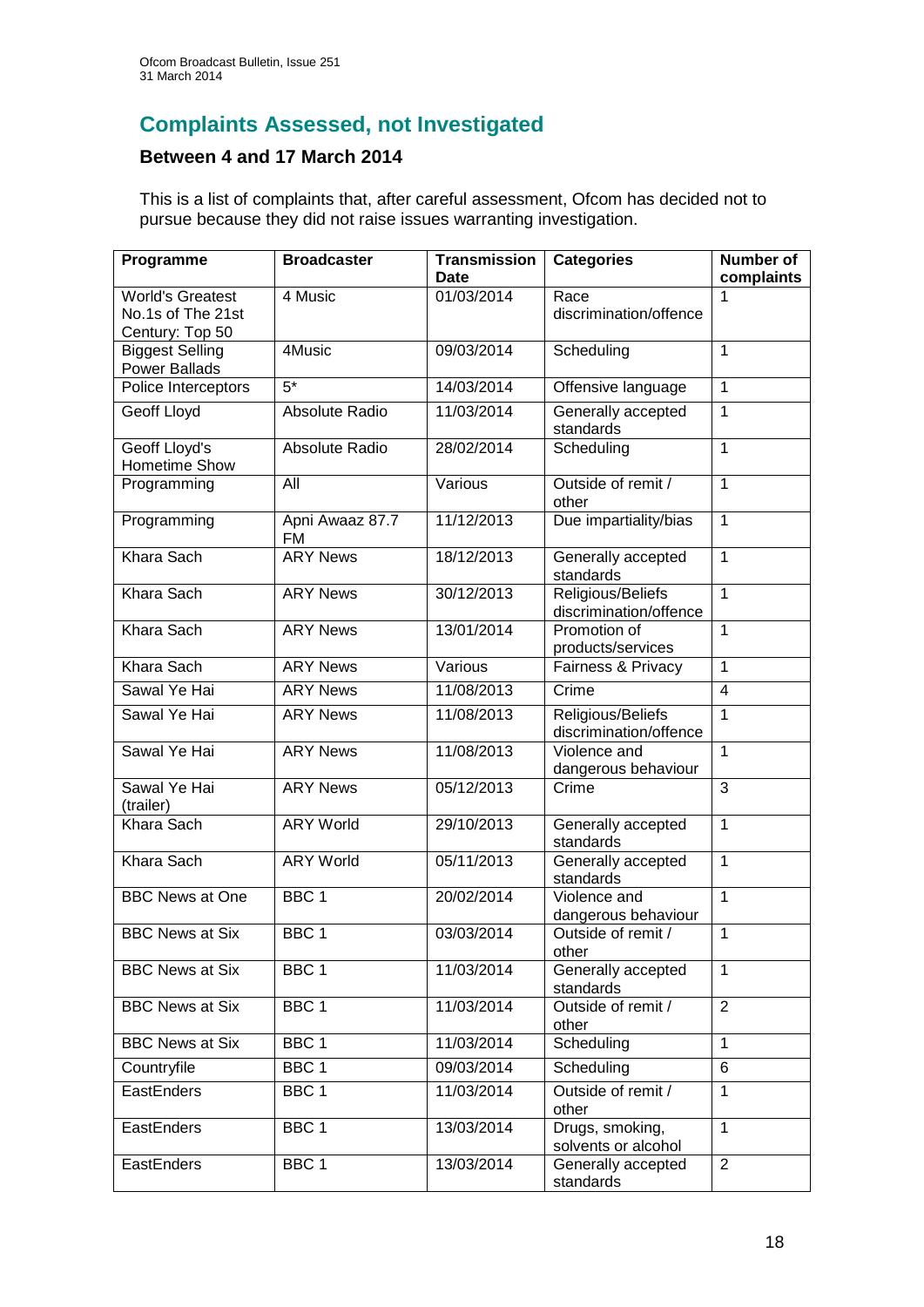## Complaints Assessed, not Investigated

### Between 4 and 17 March 2014

This is a list of complaints that, after careful assessment, Ofcom has decided not to pursue because they did not raise issues warranting investigation.

| Programme | Broadcaster | Transmission Date | Categories | Number of complaints |
|---|---|---|---|---|
| World's Greatest No.1s of The 21st Century: Top 50 | 4 Music | 01/03/2014 | Race discrimination/offence | 1 |
| Biggest Selling Power Ballads | 4Music | 09/03/2014 | Scheduling | 1 |
| Police Interceptors | 5* | 14/03/2014 | Offensive language | 1 |
| Geoff Lloyd | Absolute Radio | 11/03/2014 | Generally accepted standards | 1 |
| Geoff Lloyd's Hometime Show | Absolute Radio | 28/02/2014 | Scheduling | 1 |
| Programming | All | Various | Outside of remit / other | 1 |
| Programming | Apni Awaaz 87.7 FM | 11/12/2013 | Due impartiality/bias | 1 |
| Khara Sach | ARY News | 18/12/2013 | Generally accepted standards | 1 |
| Khara Sach | ARY News | 30/12/2013 | Religious/Beliefs discrimination/offence | 1 |
| Khara Sach | ARY News | 13/01/2014 | Promotion of products/services | 1 |
| Khara Sach | ARY News | Various | Fairness & Privacy | 1 |
| Sawal Ye Hai | ARY News | 11/08/2013 | Crime | 4 |
| Sawal Ye Hai | ARY News | 11/08/2013 | Religious/Beliefs discrimination/offence | 1 |
| Sawal Ye Hai | ARY News | 11/08/2013 | Violence and dangerous behaviour | 1 |
| Sawal Ye Hai (trailer) | ARY News | 05/12/2013 | Crime | 3 |
| Khara Sach | ARY World | 29/10/2013 | Generally accepted standards | 1 |
| Khara Sach | ARY World | 05/11/2013 | Generally accepted standards | 1 |
| BBC News at One | BBC 1 | 20/02/2014 | Violence and dangerous behaviour | 1 |
| BBC News at Six | BBC 1 | 03/03/2014 | Outside of remit / other | 1 |
| BBC News at Six | BBC 1 | 11/03/2014 | Generally accepted standards | 1 |
| BBC News at Six | BBC 1 | 11/03/2014 | Outside of remit / other | 2 |
| BBC News at Six | BBC 1 | 11/03/2014 | Scheduling | 1 |
| Countryfile | BBC 1 | 09/03/2014 | Scheduling | 6 |
| EastEnders | BBC 1 | 11/03/2014 | Outside of remit / other | 1 |
| EastEnders | BBC 1 | 13/03/2014 | Drugs, smoking, solvents or alcohol | 1 |
| EastEnders | BBC 1 | 13/03/2014 | Generally accepted standards | 2 |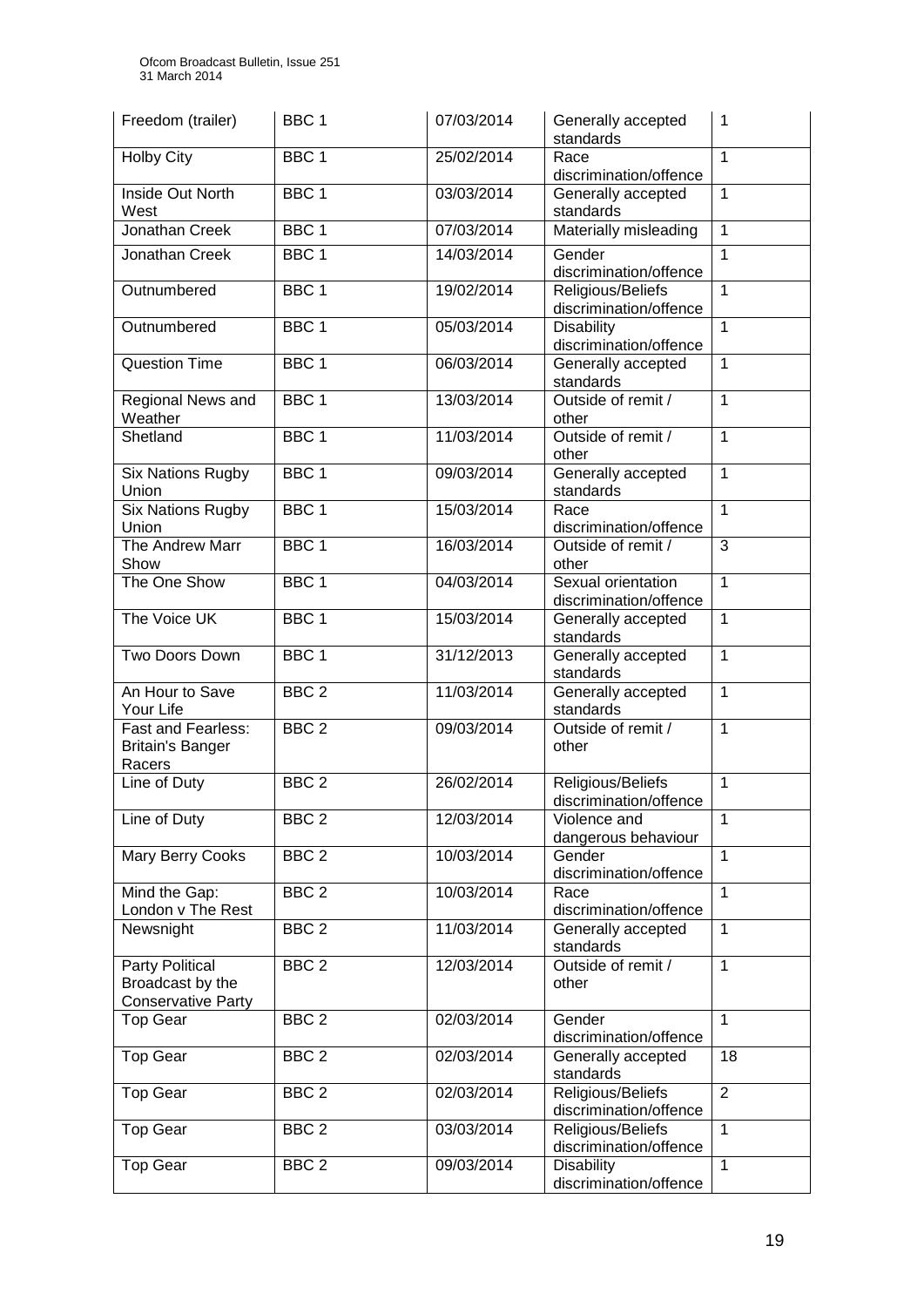| Freedom (trailer) | BBC 1 | 07/03/2014 | Generally accepted standards | 1 |
|---|---|---|---|---|
| Holby City | BBC 1 | 25/02/2014 | Race discrimination/offence | 1 |
| Inside Out North West | BBC 1 | 03/03/2014 | Generally accepted standards | 1 |
| Jonathan Creek | BBC 1 | 07/03/2014 | Materially misleading | 1 |
| Jonathan Creek | BBC 1 | 14/03/2014 | Gender discrimination/offence | 1 |
| Outnumbered | BBC 1 | 19/02/2014 | Religious/Beliefs discrimination/offence | 1 |
| Outnumbered | BBC 1 | 05/03/2014 | Disability discrimination/offence | 1 |
| Question Time | BBC 1 | 06/03/2014 | Generally accepted standards | 1 |
| Regional News and Weather | BBC 1 | 13/03/2014 | Outside of remit / other | 1 |
| Shetland | BBC 1 | 11/03/2014 | Outside of remit / other | 1 |
| Six Nations Rugby Union | BBC 1 | 09/03/2014 | Generally accepted standards | 1 |
| Six Nations Rugby Union | BBC 1 | 15/03/2014 | Race discrimination/offence | 1 |
| The Andrew Marr Show | BBC 1 | 16/03/2014 | Outside of remit / other | 3 |
| The One Show | BBC 1 | 04/03/2014 | Sexual orientation discrimination/offence | 1 |
| The Voice UK | BBC 1 | 15/03/2014 | Generally accepted standards | 1 |
| Two Doors Down | BBC 1 | 31/12/2013 | Generally accepted standards | 1 |
| An Hour to Save Your Life | BBC 2 | 11/03/2014 | Generally accepted standards | 1 |
| Fast and Fearless: Britain's Banger Racers | BBC 2 | 09/03/2014 | Outside of remit / other | 1 |
| Line of Duty | BBC 2 | 26/02/2014 | Religious/Beliefs discrimination/offence | 1 |
| Line of Duty | BBC 2 | 12/03/2014 | Violence and dangerous behaviour | 1 |
| Mary Berry Cooks | BBC 2 | 10/03/2014 | Gender discrimination/offence | 1 |
| Mind the Gap: London v The Rest | BBC 2 | 10/03/2014 | Race discrimination/offence | 1 |
| Newsnight | BBC 2 | 11/03/2014 | Generally accepted standards | 1 |
| Party Political Broadcast by the Conservative Party | BBC 2 | 12/03/2014 | Outside of remit / other | 1 |
| Top Gear | BBC 2 | 02/03/2014 | Gender discrimination/offence | 1 |
| Top Gear | BBC 2 | 02/03/2014 | Generally accepted standards | 18 |
| Top Gear | BBC 2 | 02/03/2014 | Religious/Beliefs discrimination/offence | 2 |
| Top Gear | BBC 2 | 03/03/2014 | Religious/Beliefs discrimination/offence | 1 |
| Top Gear | BBC 2 | 09/03/2014 | Disability discrimination/offence | 1 |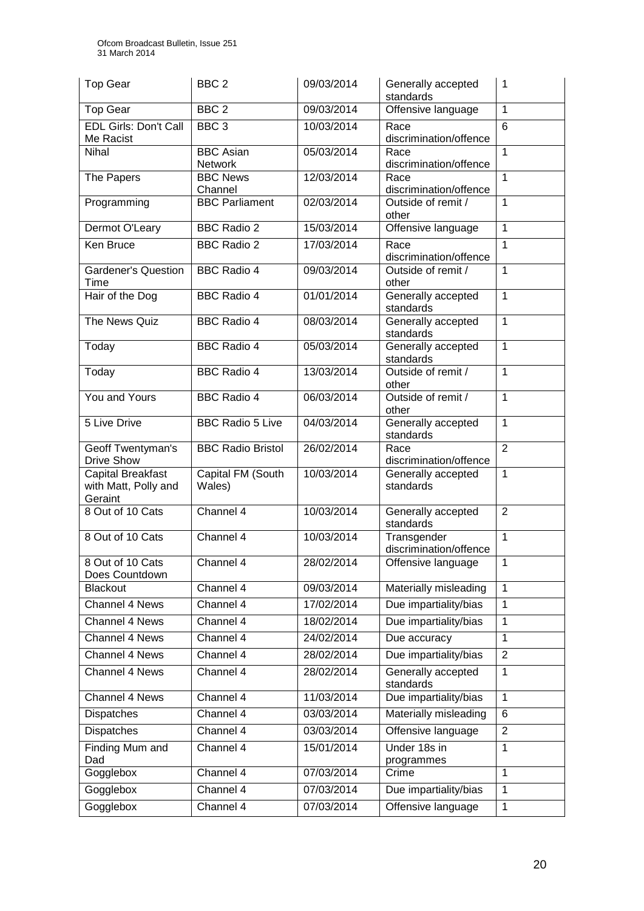| Top Gear | BBC 2 | 09/03/2014 | Generally accepted standards | 1 |
|---|---|---|---|---|
| Top Gear | BBC 2 | 09/03/2014 | Offensive language | 1 |
| EDL Girls: Don't Call Me Racist | BBC 3 | 10/03/2014 | Race discrimination/offence | 6 |
| Nihal | BBC Asian Network | 05/03/2014 | Race discrimination/offence | 1 |
| The Papers | BBC News Channel | 12/03/2014 | Race discrimination/offence | 1 |
| Programming | BBC Parliament | 02/03/2014 | Outside of remit / other | 1 |
| Dermot O'Leary | BBC Radio 2 | 15/03/2014 | Offensive language | 1 |
| Ken Bruce | BBC Radio 2 | 17/03/2014 | Race discrimination/offence | 1 |
| Gardener's Question Time | BBC Radio 4 | 09/03/2014 | Outside of remit / other | 1 |
| Hair of the Dog | BBC Radio 4 | 01/01/2014 | Generally accepted standards | 1 |
| The News Quiz | BBC Radio 4 | 08/03/2014 | Generally accepted standards | 1 |
| Today | BBC Radio 4 | 05/03/2014 | Generally accepted standards | 1 |
| Today | BBC Radio 4 | 13/03/2014 | Outside of remit / other | 1 |
| You and Yours | BBC Radio 4 | 06/03/2014 | Outside of remit / other | 1 |
| 5 Live Drive | BBC Radio 5 Live | 04/03/2014 | Generally accepted standards | 1 |
| Geoff Twentyman's Drive Show | BBC Radio Bristol | 26/02/2014 | Race discrimination/offence | 2 |
| Capital Breakfast with Matt, Polly and Geraint | Capital FM (South Wales) | 10/03/2014 | Generally accepted standards | 1 |
| 8 Out of 10 Cats | Channel 4 | 10/03/2014 | Generally accepted standards | 2 |
| 8 Out of 10 Cats | Channel 4 | 10/03/2014 | Transgender discrimination/offence | 1 |
| 8 Out of 10 Cats Does Countdown | Channel 4 | 28/02/2014 | Offensive language | 1 |
| Blackout | Channel 4 | 09/03/2014 | Materially misleading | 1 |
| Channel 4 News | Channel 4 | 17/02/2014 | Due impartiality/bias | 1 |
| Channel 4 News | Channel 4 | 18/02/2014 | Due impartiality/bias | 1 |
| Channel 4 News | Channel 4 | 24/02/2014 | Due accuracy | 1 |
| Channel 4 News | Channel 4 | 28/02/2014 | Due impartiality/bias | 2 |
| Channel 4 News | Channel 4 | 28/02/2014 | Generally accepted standards | 1 |
| Channel 4 News | Channel 4 | 11/03/2014 | Due impartiality/bias | 1 |
| Dispatches | Channel 4 | 03/03/2014 | Materially misleading | 6 |
| Dispatches | Channel 4 | 03/03/2014 | Offensive language | 2 |
| Finding Mum and Dad | Channel 4 | 15/01/2014 | Under 18s in programmes | 1 |
| Gogglebox | Channel 4 | 07/03/2014 | Crime | 1 |
| Gogglebox | Channel 4 | 07/03/2014 | Due impartiality/bias | 1 |
| Gogglebox | Channel 4 | 07/03/2014 | Offensive language | 1 |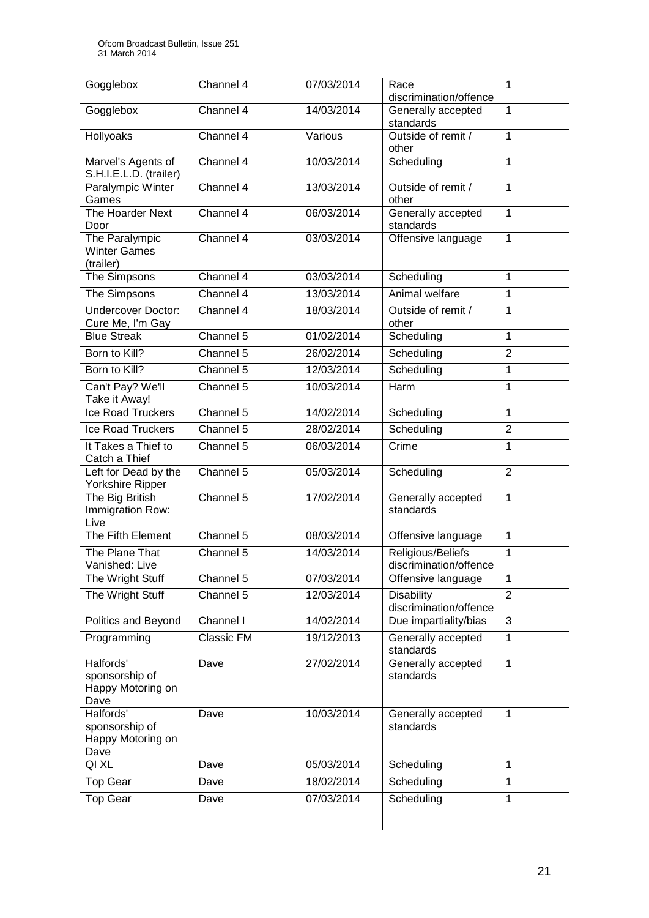| Gogglebox | Channel 4 | 07/03/2014 | Race discrimination/offence | 1 |
|---|---|---|---|---|
| Gogglebox | Channel 4 | 14/03/2014 | Generally accepted standards | 1 |
| Hollyoaks | Channel 4 | Various | Outside of remit / other | 1 |
| Marvel's Agents of S.H.I.E.L.D. (trailer) | Channel 4 | 10/03/2014 | Scheduling | 1 |
| Paralympic Winter Games | Channel 4 | 13/03/2014 | Outside of remit / other | 1 |
| The Hoarder Next Door | Channel 4 | 06/03/2014 | Generally accepted standards | 1 |
| The Paralympic Winter Games (trailer) | Channel 4 | 03/03/2014 | Offensive language | 1 |
| The Simpsons | Channel 4 | 03/03/2014 | Scheduling | 1 |
| The Simpsons | Channel 4 | 13/03/2014 | Animal welfare | 1 |
| Undercover Doctor: Cure Me, I'm Gay | Channel 4 | 18/03/2014 | Outside of remit / other | 1 |
| The Blue Streak | Channel 5 | 01/02/2014 | Scheduling | 1 |
| Born to Kill? | Channel 5 | 26/02/2014 | Scheduling | 2 |
| Born to Kill? | Channel 5 | 12/03/2014 | Scheduling | 1 |
| Can't Pay? We'll Take it Away! | Channel 5 | 10/03/2014 | Harm | 1 |
| Ice Road Truckers | Channel 5 | 14/02/2014 | Scheduling | 1 |
| Ice Road Truckers | Channel 5 | 28/02/2014 | Scheduling | 2 |
| It Takes a Thief to Catch a Thief | Channel 5 | 06/03/2014 | Crime | 1 |
| Left for Dead by the Yorkshire Ripper | Channel 5 | 05/03/2014 | Scheduling | 2 |
| The Big British Immigration Row: Live | Channel 5 | 17/02/2014 | Generally accepted standards | 1 |
| The Fifth Element | Channel 5 | 08/03/2014 | Offensive language | 1 |
| The Plane That Vanished: Live | Channel 5 | 14/03/2014 | Religious/Beliefs discrimination/offence | 1 |
| The Wright Stuff | Channel 5 | 07/03/2014 | Offensive language | 1 |
| The Wright Stuff | Channel 5 | 12/03/2014 | Disability discrimination/offence | 2 |
| Politics and Beyond | Channel I | 14/02/2014 | Due impartiality/bias | 3 |
| Programming | Classic FM | 19/12/2013 | Generally accepted standards | 1 |
| Halfords' sponsorship of Happy Motoring on Dave | Dave | 27/02/2014 | Generally accepted standards | 1 |
| Halfords' sponsorship of Happy Motoring on Dave | Dave | 10/03/2014 | Generally accepted standards | 1 |
| QI XL | Dave | 05/03/2014 | Scheduling | 1 |
| Top Gear | Dave | 18/02/2014 | Scheduling | 1 |
| Top Gear | Dave | 07/03/2014 | Scheduling | 1 |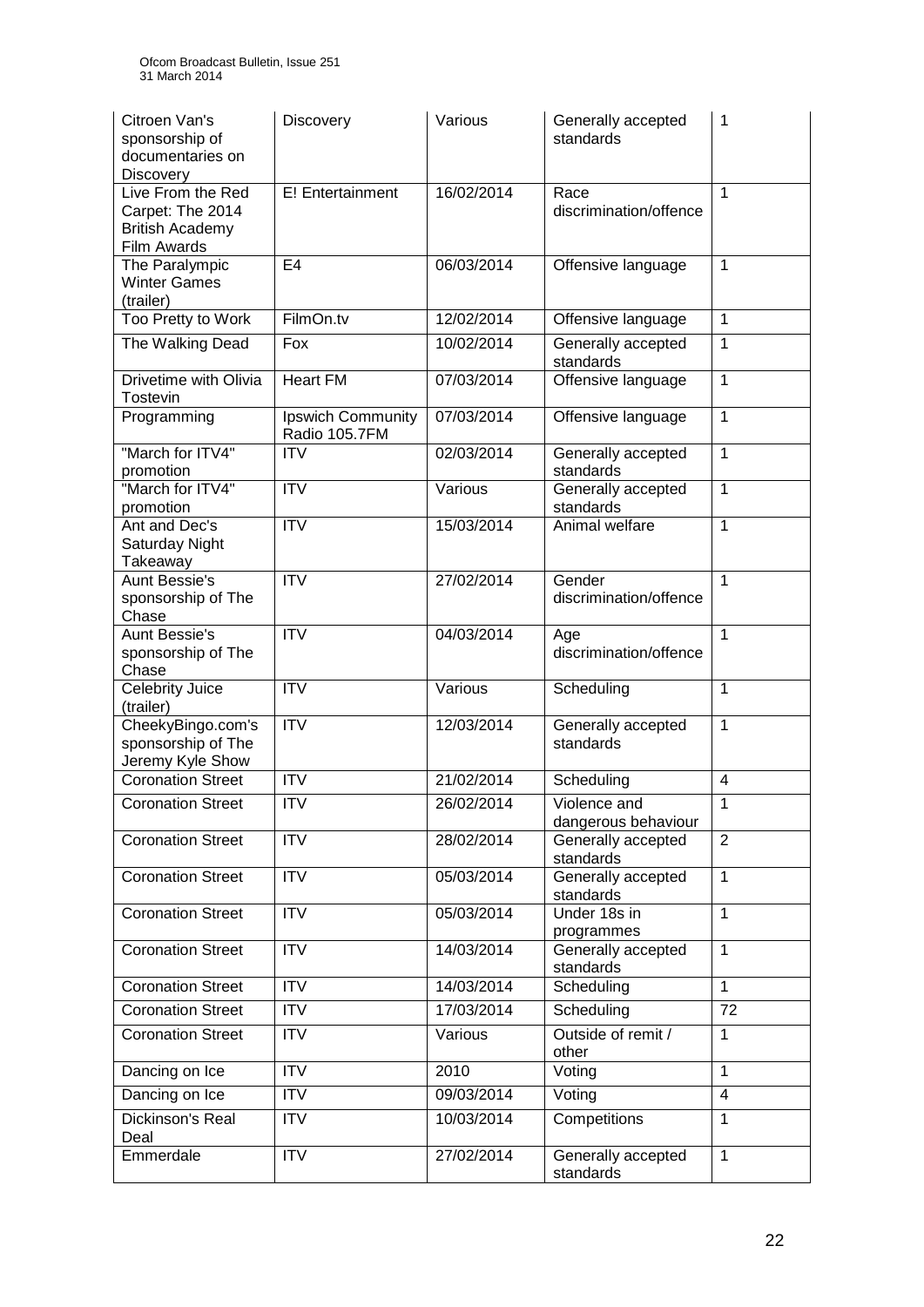| Citroen Van's sponsorship of documentaries on Discovery | Discovery | Various | Generally accepted standards | 1 |
|---|---|---|---|---|
| Live From the Red Carpet: The 2014 British Academy Film Awards | E! Entertainment | 16/02/2014 | Race discrimination/offence | 1 |
| The Paralympic Winter Games (trailer) | E4 | 06/03/2014 | Offensive language | 1 |
| Too Pretty to Work | FilmOn.tv | 12/02/2014 | Offensive language | 1 |
| The Walking Dead | Fox | 10/02/2014 | Generally accepted standards | 1 |
| Drivetime with Olivia Tostevin | Heart FM | 07/03/2014 | Offensive language | 1 |
| Programming | Ipswich Community Radio 105.7FM | 07/03/2014 | Offensive language | 1 |
| "March for ITV4" promotion | ITV | 02/03/2014 | Generally accepted standards | 1 |
| "March for ITV4" promotion | ITV | Various | Generally accepted standards | 1 |
| Ant and Dec's Saturday Night Takeaway | ITV | 15/03/2014 | Animal welfare | 1 |
| Aunt Bessie's sponsorship of The Chase | ITV | 27/02/2014 | Gender discrimination/offence | 1 |
| Aunt Bessie's sponsorship of The Chase | ITV | 04/03/2014 | Age discrimination/offence | 1 |
| Celebrity Juice (trailer) | ITV | Various | Scheduling | 1 |
| CheekyBingo.com's sponsorship of The Jeremy Kyle Show | ITV | 12/03/2014 | Generally accepted standards | 1 |
| Coronation Street | ITV | 21/02/2014 | Scheduling | 4 |
| Coronation Street | ITV | 26/02/2014 | Violence and dangerous behaviour | 1 |
| Coronation Street | ITV | 28/02/2014 | Generally accepted standards | 2 |
| Coronation Street | ITV | 05/03/2014 | Generally accepted standards | 1 |
| Coronation Street | ITV | 05/03/2014 | Under 18s in programmes | 1 |
| Coronation Street | ITV | 14/03/2014 | Generally accepted standards | 1 |
| Coronation Street | ITV | 14/03/2014 | Scheduling | 1 |
| Coronation Street | ITV | 17/03/2014 | Scheduling | 72 |
| Coronation Street | ITV | Various | Outside of remit / other | 1 |
| Dancing on Ice | ITV | 2010 | Voting | 1 |
| Dancing on Ice | ITV | 09/03/2014 | Voting | 4 |
| Dickinson's Real Deal | ITV | 10/03/2014 | Competitions | 1 |
| Emmerdale | ITV | 27/02/2014 | Generally accepted standards | 1 |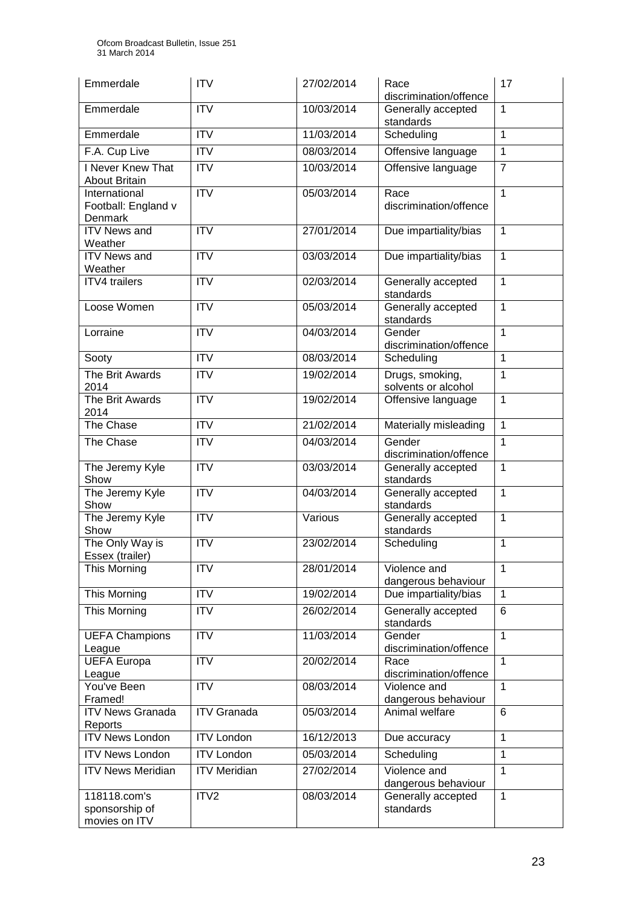| Emmerdale | ITV | 27/02/2014 | Race discrimination/offence | 17 |
|---|---|---|---|---|
| Emmerdale | ITV | 10/03/2014 | Generally accepted standards | 1 |
| Emmerdale | ITV | 11/03/2014 | Scheduling | 1 |
| F.A. Cup Live | ITV | 08/03/2014 | Offensive language | 1 |
| I Never Knew That About Britain | ITV | 10/03/2014 | Offensive language | 7 |
| International Football: England v Denmark | ITV | 05/03/2014 | Race discrimination/offence | 1 |
| ITV News and Weather | ITV | 27/01/2014 | Due impartiality/bias | 1 |
| ITV News and Weather | ITV | 03/03/2014 | Due impartiality/bias | 1 |
| ITV4 trailers | ITV | 02/03/2014 | Generally accepted standards | 1 |
| Loose Women | ITV | 05/03/2014 | Generally accepted standards | 1 |
| Lorraine | ITV | 04/03/2014 | Gender discrimination/offence | 1 |
| Sooty | ITV | 08/03/2014 | Scheduling | 1 |
| The Brit Awards 2014 | ITV | 19/02/2014 | Drugs, smoking, solvents or alcohol | 1 |
| The Brit Awards 2014 | ITV | 19/02/2014 | Offensive language | 1 |
| The Chase | ITV | 21/02/2014 | Materially misleading | 1 |
| The Chase | ITV | 04/03/2014 | Gender discrimination/offence | 1 |
| The Jeremy Kyle Show | ITV | 03/03/2014 | Generally accepted standards | 1 |
| The Jeremy Kyle Show | ITV | 04/03/2014 | Generally accepted standards | 1 |
| The Jeremy Kyle Show | ITV | Various | Generally accepted standards | 1 |
| The Only Way is Essex (trailer) | ITV | 23/02/2014 | Scheduling | 1 |
| This Morning | ITV | 28/01/2014 | Violence and dangerous behaviour | 1 |
| This Morning | ITV | 19/02/2014 | Due impartiality/bias | 1 |
| This Morning | ITV | 26/02/2014 | Generally accepted standards | 6 |
| UEFA Champions League | ITV | 11/03/2014 | Gender discrimination/offence | 1 |
| UEFA Europa League | ITV | 20/02/2014 | Race discrimination/offence | 1 |
| You've Been Framed! | ITV | 08/03/2014 | Violence and dangerous behaviour | 1 |
| ITV News Granada Reports | ITV Granada | 05/03/2014 | Animal welfare | 6 |
| ITV News London | ITV London | 16/12/2013 | Due accuracy | 1 |
| ITV News London | ITV London | 05/03/2014 | Scheduling | 1 |
| ITV News Meridian | ITV Meridian | 27/02/2014 | Violence and dangerous behaviour | 1 |
| 118118.com's sponsorship of movies on ITV | ITV2 | 08/03/2014 | Generally accepted standards | 1 |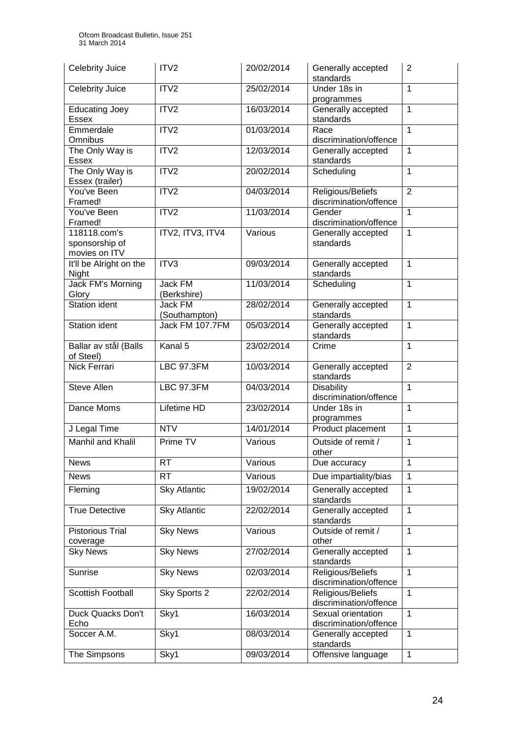| Celebrity Juice | ITV2 | 20/02/2014 | Generally accepted standards | 2 |
|---|---|---|---|---|
| Celebrity Juice | ITV2 | 25/02/2014 | Under 18s in programmes | 1 |
| Educating Joey Essex | ITV2 | 16/03/2014 | Generally accepted standards | 1 |
| Emmerdale Omnibus | ITV2 | 01/03/2014 | Race discrimination/offence | 1 |
| The Only Way is Essex | ITV2 | 12/03/2014 | Generally accepted standards | 1 |
| The Only Way is Essex (trailer) | ITV2 | 20/02/2014 | Scheduling | 1 |
| You've Been Framed! | ITV2 | 04/03/2014 | Religious/Beliefs discrimination/offence | 2 |
| You've Been Framed! | ITV2 | 11/03/2014 | Gender discrimination/offence | 1 |
| 118118.com's sponsorship of movies on ITV | ITV2, ITV3, ITV4 | Various | Generally accepted standards | 1 |
| It'll be Alright on the Night | ITV3 | 09/03/2014 | Generally accepted standards | 1 |
| Jack FM's Morning Glory | Jack FM (Berkshire) | 11/03/2014 | Scheduling | 1 |
| Station ident | Jack FM (Southampton) | 28/02/2014 | Generally accepted standards | 1 |
| Station ident | Jack FM 107.7FM | 05/03/2014 | Generally accepted standards | 1 |
| Ballar av stål (Balls of Steel) | Kanal 5 | 23/02/2014 | Crime | 1 |
| Nick Ferrari | LBC 97.3FM | 10/03/2014 | Generally accepted standards | 2 |
| Steve Allen | LBC 97.3FM | 04/03/2014 | Disability discrimination/offence | 1 |
| Dance Moms | Lifetime HD | 23/02/2014 | Under 18s in programmes | 1 |
| J Legal Time | NTV | 14/01/2014 | Product placement | 1 |
| Manhil and Khalil | Prime TV | Various | Outside of remit / other | 1 |
| News | RT | Various | Due accuracy | 1 |
| News | RT | Various | Due impartiality/bias | 1 |
| Fleming | Sky Atlantic | 19/02/2014 | Generally accepted standards | 1 |
| True Detective | Sky Atlantic | 22/02/2014 | Generally accepted standards | 1 |
| Pistorious Trial coverage | Sky News | Various | Outside of remit / other | 1 |
| Sky News | Sky News | 27/02/2014 | Generally accepted standards | 1 |
| Sunrise | Sky News | 02/03/2014 | Religious/Beliefs discrimination/offence | 1 |
| Scottish Football | Sky Sports 2 | 22/02/2014 | Religious/Beliefs discrimination/offence | 1 |
| Duck Quacks Don't Echo | Sky1 | 16/03/2014 | Sexual orientation discrimination/offence | 1 |
| Soccer A.M. | Sky1 | 08/03/2014 | Generally accepted standards | 1 |
| The Simpsons | Sky1 | 09/03/2014 | Offensive language | 1 |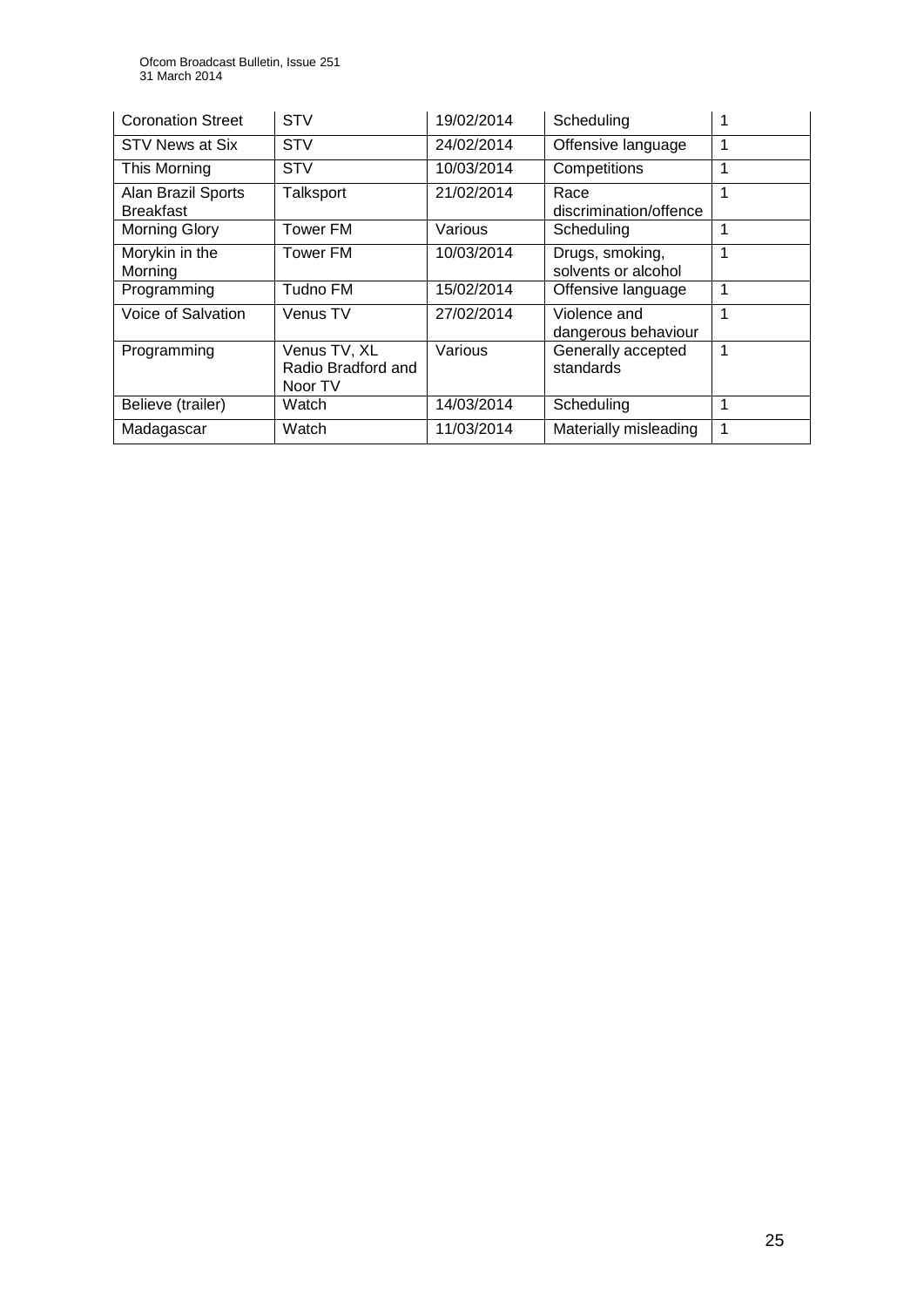| Coronation Street | STV | 19/02/2014 | Scheduling | 1 |
|---|---|---|---|---|
| STV News at Six | STV | 24/02/2014 | Offensive language | 1 |
| This Morning | STV | 10/03/2014 | Competitions | 1 |
| Alan Brazil Sports Breakfast | Talksport | 21/02/2014 | Race discrimination/offence | 1 |
| Morning Glory | Tower FM | Various | Scheduling | 1 |
| Morykin in the Morning | Tower FM | 10/03/2014 | Drugs, smoking, solvents or alcohol | 1 |
| Programming | Tudno FM | 15/02/2014 | Offensive language | 1 |
| Voice of Salvation | Venus TV | 27/02/2014 | Violence and dangerous behaviour | 1 |
| Programming | Venus TV, XL Radio Bradford and Noor TV | Various | Generally accepted standards | 1 |
| Believe (trailer) | Watch | 14/03/2014 | Scheduling | 1 |
| Madagascar | Watch | 11/03/2014 | Materially misleading | 1 |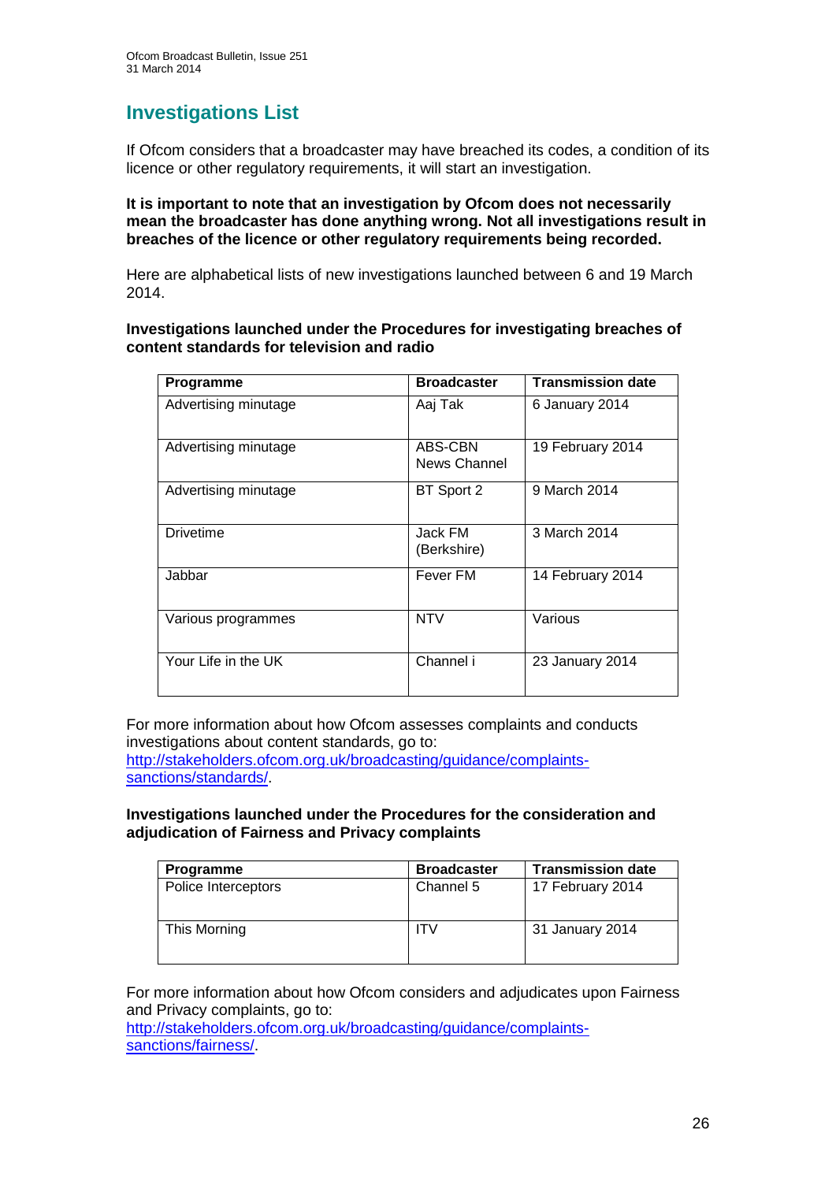## Investigations List

If Ofcom considers that a broadcaster may have breached its codes, a condition of its licence or other regulatory requirements, it will start an investigation.

**It is important to note that an investigation by Ofcom does not necessarily mean the broadcaster has done anything wrong. Not all investigations result in breaches of the licence or other regulatory requirements being recorded.**

Here are alphabetical lists of new investigations launched between 6 and 19 March 2014.

**Investigations launched under the Procedures for investigating breaches of content standards for television and radio**

| Programme | Broadcaster | Transmission date |
|---|---|---|
| Advertising minutage | Aaj Tak | 6 January 2014 |
| Advertising minutage | ABS-CBN News Channel | 19 February 2014 |
| Advertising minutage | BT Sport 2 | 9 March 2014 |
| Drivetime | Jack FM (Berkshire) | 3 March 2014 |
| Jabbar | Fever FM | 14 February 2014 |
| Various programmes | NTV | Various |
| Your Life in the UK | Channel i | 23 January 2014 |

For more information about how Ofcom assesses complaints and conducts investigations about content standards, go to: http://stakeholders.ofcom.org.uk/broadcasting/guidance/complaints-sanctions/standards/.

**Investigations launched under the Procedures for the consideration and adjudication of Fairness and Privacy complaints**

| Programme | Broadcaster | Transmission date |
|---|---|---|
| Police Interceptors | Channel 5 | 17 February 2014 |
| This Morning | ITV | 31 January 2014 |

For more information about how Ofcom considers and adjudicates upon Fairness and Privacy complaints, go to: http://stakeholders.ofcom.org.uk/broadcasting/guidance/complaints-sanctions/fairness/.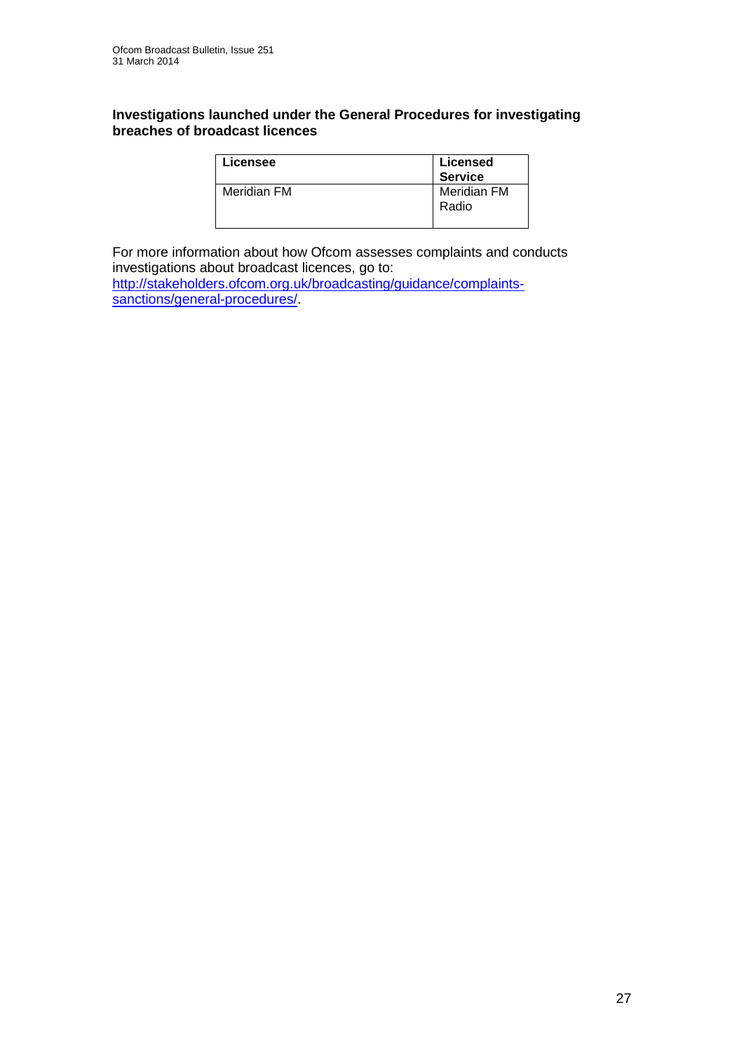### Investigations launched under the General Procedures for investigating breaches of broadcast licences

| Licensee | Licensed Service |
|---|---|
| Meridian FM | Meridian FM Radio |

For more information about how Ofcom assesses complaints and conducts investigations about broadcast licences, go to: [http://stakeholders.ofcom.org.uk/broadcasting/guidance/complaints-sanctions/general-procedures/](http://stakeholders.ofcom.org.uk/broadcasting/guidance/complaints-sanctions/general-procedures/).